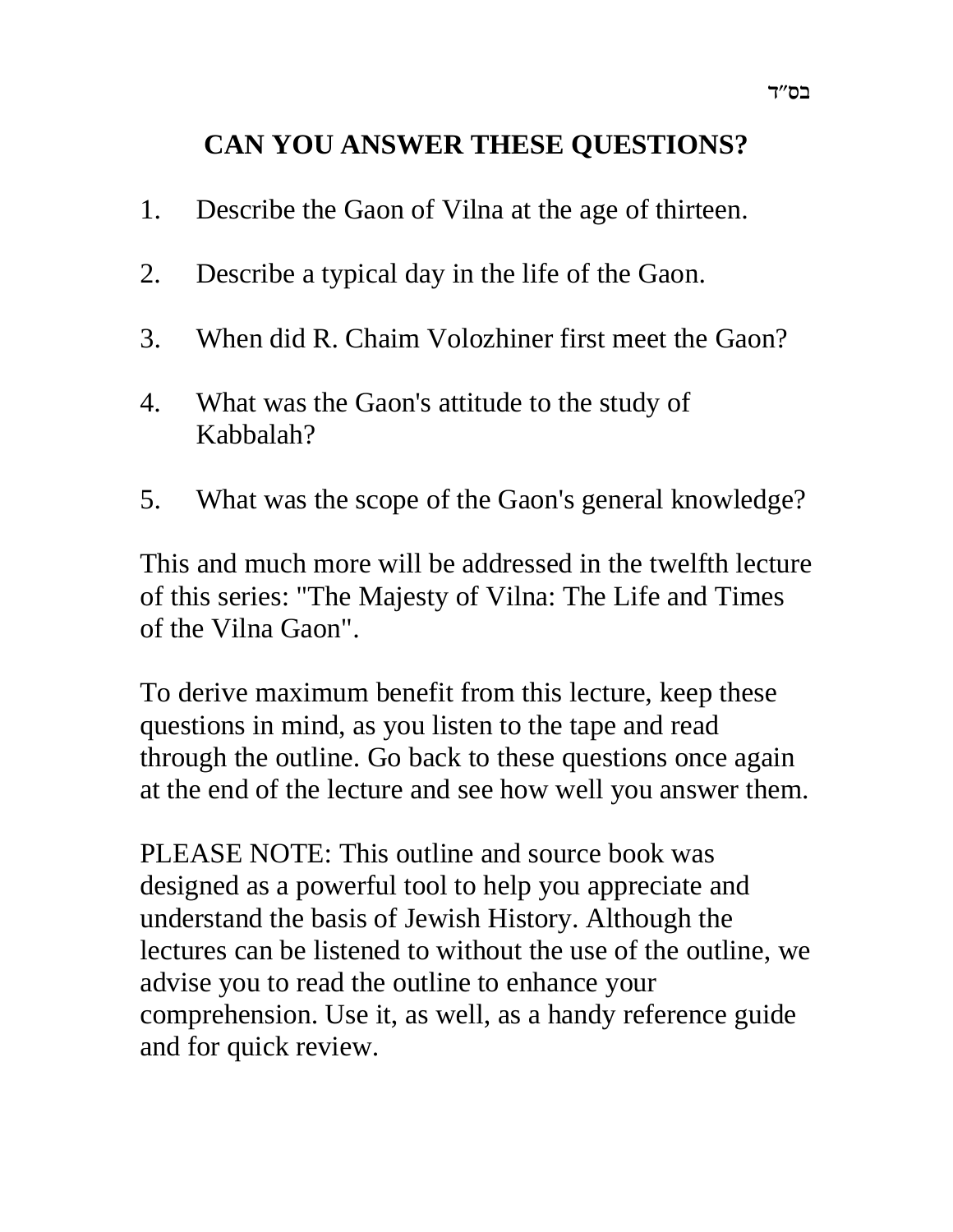בס״ד

# CAN YOU ANSWER THESE QUESTIONS?

1. Describe the Gaon of Vilna at the age of thirteen.
2. Describe a typical day in the life of the Gaon.
3. When did R. Chaim Volozhiner first meet the Gaon?
4. What was the Gaon's attitude to the study of Kabbalah?
5. What was the scope of the Gaon's general knowledge?

This and much more will be addressed in the twelfth lecture of this series: "The Majesty of Vilna: The Life and Times of the Vilna Gaon".

To derive maximum benefit from this lecture, keep these questions in mind, as you listen to the tape and read through the outline. Go back to these questions once again at the end of the lecture and see how well you answer them.

PLEASE NOTE: This outline and source book was designed as a powerful tool to help you appreciate and understand the basis of Jewish History. Although the lectures can be listened to without the use of the outline, we advise you to read the outline to enhance your comprehension. Use it, as well, as a handy reference guide and for quick review.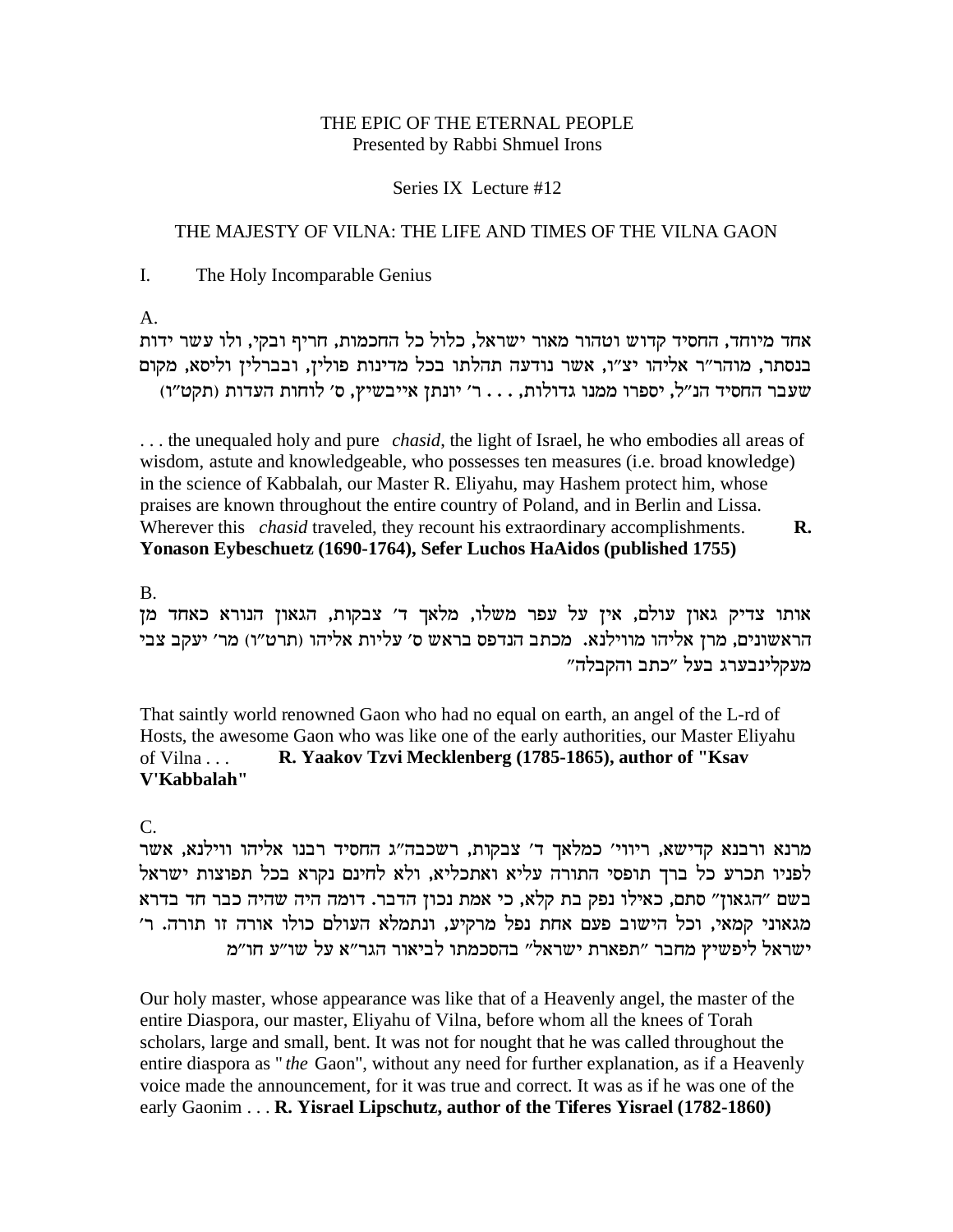THE EPIC OF THE ETERNAL PEOPLE
Presented by Rabbi Shmuel Irons

Series IX Lecture #12

THE MAJESTY OF VILNA: THE LIFE AND TIMES OF THE VILNA GAON

I. The Holy Incomparable Genius

A.

אחד מיוחד, החסיד קדוש וטהור מאור ישראל, כלול כל החכמות, חריף ובקי, ולו עשר ידות בנסתר, מוהר"ר אליהו יצ"ו, אשר נודעה תהלתו בכל מדינות פולין, ובברלין וליסא, מקום שעבר החסיד הנ"ל, יספרו ממנו גדולות, . . . ר' יונתן אייבשיץ, ס' לוחות העדות (תקט"ו)

. . . the unequaled holy and pure *chasid*, the light of Israel, he who embodies all areas of wisdom, astute and knowledgeable, who possesses ten measures (i.e. broad knowledge) in the science of Kabbalah, our Master R. Eliyahu, may Hashem protect him, whose praises are known throughout the entire country of Poland, and in Berlin and Lissa. Wherever this *chasid* traveled, they recount his extraordinary accomplishments. **R. Yonason Eybeschuetz (1690-1764), Sefer Luchos HaAidos (published 1755)**

B.

אותו צדיק גאון עולם, אין על עפר משלו, מלאך ד' צבקות, הגאון הנורא כאחד מן הראשונים, מרן אליהו מווילנא. מכתב הנדפס בראש ס' עליות אליהו (תרט"ו) מר' יעקב צבי מעקלינבערג בעל "כתב והקבלה"

That saintly world renowned Gaon who had no equal on earth, an angel of the L-rd of Hosts, the awesome Gaon who was like one of the early authorities, our Master Eliyahu of Vilna . . . **R. Yaakov Tzvi Mecklenberg (1785-1865), author of "Ksav V'Kabbalah"**

C.

מרנא ורבנא קדישא, ריווי' כמלאך ד' צבקות, רשכבה"ג החסיד רבנו אליהו ווילנא, אשר לפניו תכרע כל ברך תופסי התורה עליא ואתכליא, ולא לחינם נקרא בכל תפוצות ישראל בשם "הגאון" סתם, כאילו נפק בת קלא, כי אמת נכון הדבר. דומה היה שהיה כבר חד בדרא מגאוני קמאי, וכל הישוב פעם אחת נפל מרקיע, ונתמלא העולם כולו אורה זו תורה. ר' ישראל ליפשיץ מחבר "תפארת ישראל" בהסכמתו לביאור הגר"א על שו"ע חו"מ

Our holy master, whose appearance was like that of a Heavenly angel, the master of the entire Diaspora, our master, Eliyahu of Vilna, before whom all the knees of Torah scholars, large and small, bent. It was not for nought that he was called throughout the entire diaspora as "*the* Gaon", without any need for further explanation, as if a Heavenly voice made the announcement, for it was true and correct. It was as if he was one of the early Gaonim . . . **R. Yisrael Lipschutz, author of the Tiferes Yisrael (1782-1860)**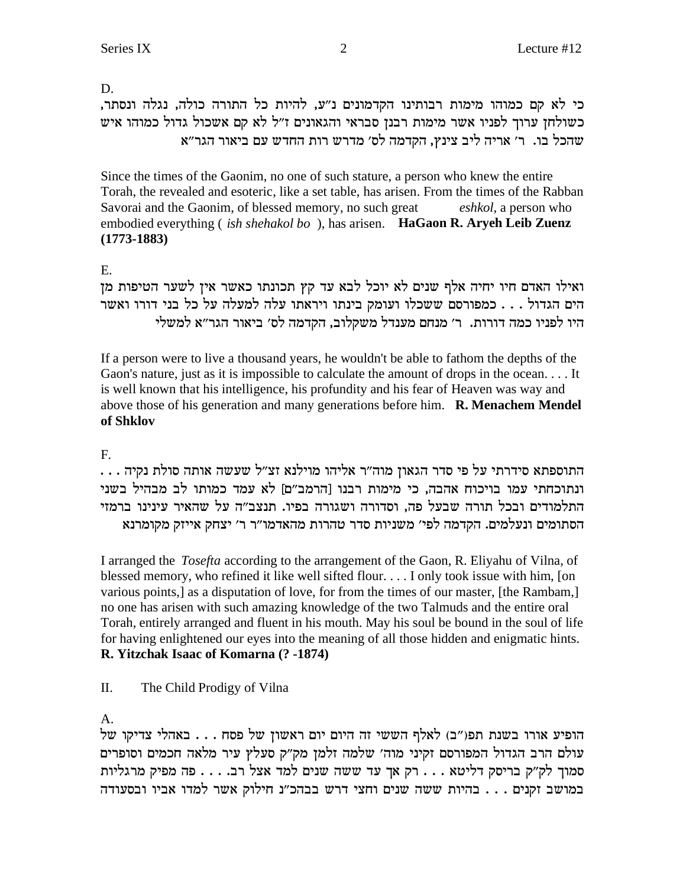D.

כי לא קם כמוהו מימות רבותינו הקדמונים נ"ע, להיות כל התורה כולה, נגלה ונסתר, כשולחן ערוך לפניו אשר מימות רבנן סבראי והגאונים ז"ל לא קם אשכול גדול כמוהו איש שהכל בו. ר' אריה ליב צינץ, הקדמה לס' מדרש רות החדש עם ביאור הגר"א

Since the times of the Gaonim, no one of such stature, a person who knew the entire Torah, the revealed and esoteric, like a set table, has arisen. From the times of the Rabban Savorai and the Gaonim, of blessed memory, no such great *eshkol*, a person who embodied everything ( *ish shehakol bo* ), has arisen. **HaGaon R. Aryeh Leib Zuenz (1773-1883)**

E.

ואילו האדם חיו יחיה אלף שנים לא יוכל לבא עד קץ תכונתו כאשר אין לשער הטיפות מן הים הגדול . . . כמפורסם ששכלו ועומק בינתו ויראתו עלה למעלה על כל בני דורו ואשר היו לפניו כמה דורות. ר' מנחם מענדל משקלוב, הקדמה לס' ביאור הגר"א למשלי

If a person were to live a thousand years, he wouldn't be able to fathom the depths of the Gaon's nature, just as it is impossible to calculate the amount of drops in the ocean. . . . It is well known that his intelligence, his profundity and his fear of Heaven was way and above those of his generation and many generations before him. **R. Menachem Mendel of Shklov**

F.

התוספתא סידרתי על פי סדר הגאון מוה"ר אליהו מוילנא זצ"ל שעשה אותה סולת נקיה . . . ונתוכחתי עמו בויכוח אהבה, כי מימות רבנו [הרמב"ם] לא עמד כמותו לב מבהיל בשני התלמודים ובכל תורה שבעל פה, וסדורה ושגורה בפיו. תנצב"ה על שהאיר עינינו ברמזי הסתומים ונעלמים. הקדמה לפי' משניות סדר טהרות מהאדמו"ר ר' יצחק אייזק מקומרנא

I arranged the *Tosefta* according to the arrangement of the Gaon, R. Eliyahu of Vilna, of blessed memory, who refined it like well sifted flour. . . . I only took issue with him, [on various points,] as a disputation of love, for from the times of our master, [the Rambam,] no one has arisen with such amazing knowledge of the two Talmuds and the entire oral Torah, entirely arranged and fluent in his mouth. May his soul be bound in the soul of life for having enlightened our eyes into the meaning of all those hidden and enigmatic hints. **R. Yitzchak Isaac of Komarna (? -1874)**

## II. The Child Prodigy of Vilna

A.

הופיע אורו בשנת תפ("ב) לאלף הששי זה היום יום ראשון של פסח . . . באהלי צדיקו של עולם הרב הגדול המפורסם זקיני מוה' שלמה זלמן מק"ק סעלץ עיר מלאה חכמים וסופרים סמוך לק"ק בריסק דליטא . . . רק אך עד ששה שנים למד אצל רב. . . . פה מפיק מרגליות במושב זקנים . . . בהיות ששה שנים וחצי דרש בבהכ"נ חילוק אשר למדו אביו ובסעודה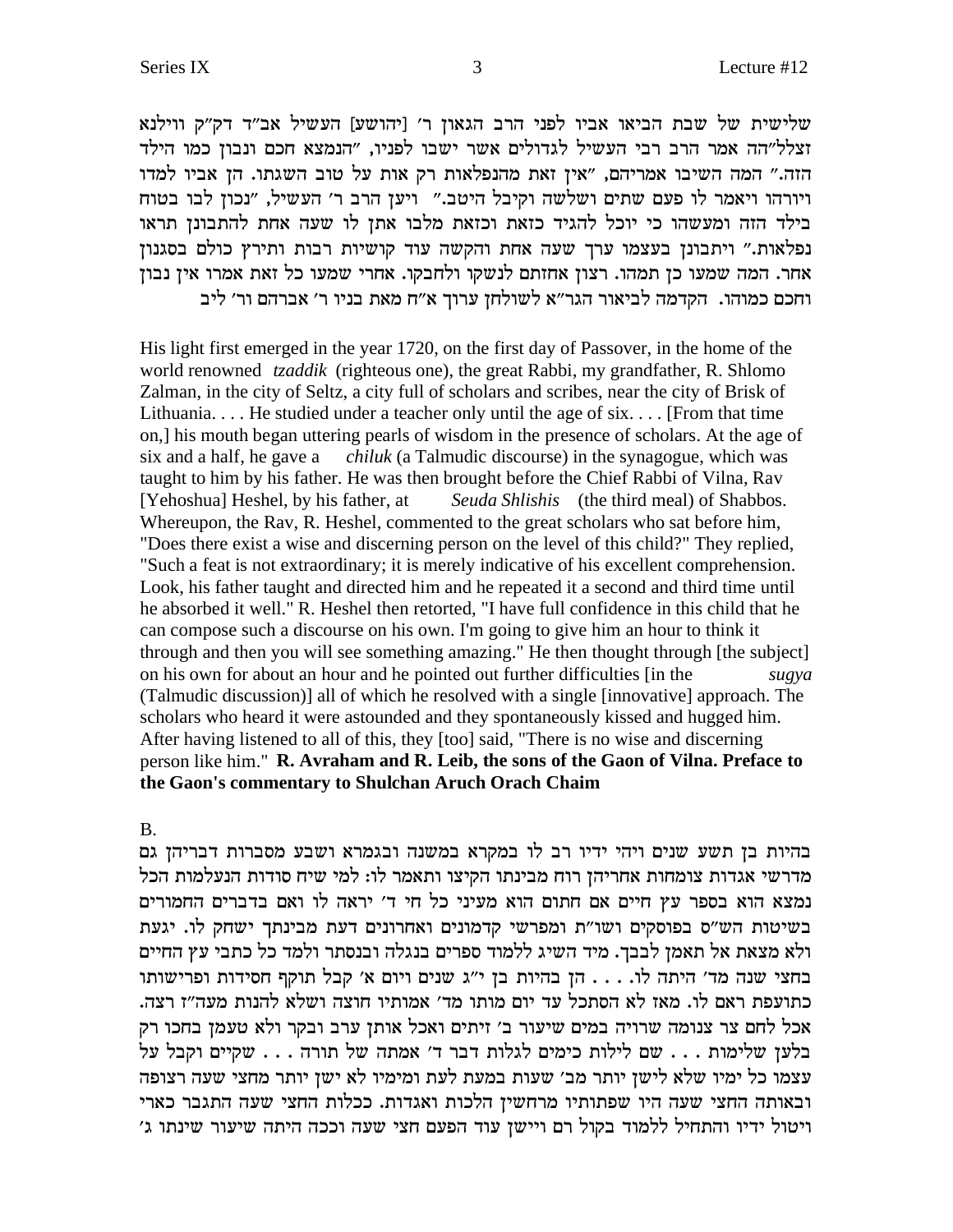שלישית של שבת הביאו אביו לפני הרב הגאון ר׳ [יהושע] העשיל אב״ד דק״ק ווילנא זצלל״הה אמר הרב רבי העשיל לגדולים אשר ישבו לפניו, ״הנמצא חכם ונבון כמו הילד הזה.״ המה השיבו אמריהם, ״אין זאת מהנפלאות רק אות על טוב השגתו. הן אביו למדו ויורהו ויאמר לו פעם שתים ושלשה וקיבל היטב.״ ויען הרב ר׳ העשיל, ״נכון לבו בטוח בילד הזה ומעשהו כי יוכל להגיד כזאת וכזאת מלבו אתן לו שעה אחת להתבונן תראו נפלאות.״ ויתבונן בעצמו ערך שעה אחת והקשה עוד קושיות רבות ותירץ כולם בסגנון אחר. המה שמעו כן תמהו. רצון אחזתם לנשקו ולחבקו. אחרי שמעו כל זאת אמרו אין נבון וחכם כמוהו. הקדמה לביאור הגר״א לשולחן ערוך א״ח מאת בניו ר׳ אברהם ור׳ ליב

His light first emerged in the year 1720, on the first day of Passover, in the home of the world renowned *tzaddik* (righteous one), the great Rabbi, my grandfather, R. Shlomo Zalman, in the city of Seltz, a city full of scholars and scribes, near the city of Brisk of Lithuania. . . . He studied under a teacher only until the age of six. . . . [From that time on,] his mouth began uttering pearls of wisdom in the presence of scholars. At the age of six and a half, he gave a *chiluk* (a Talmudic discourse) in the synagogue, which was taught to him by his father. He was then brought before the Chief Rabbi of Vilna, Rav [Yehoshua] Heshel, by his father, at *Seuda Shlishis* (the third meal) of Shabbos. Whereupon, the Rav, R. Heshel, commented to the great scholars who sat before him, "Does there exist a wise and discerning person on the level of this child?" They replied, "Such a feat is not extraordinary; it is merely indicative of his excellent comprehension. Look, his father taught and directed him and he repeated it a second and third time until he absorbed it well." R. Heshel then retorted, "I have full confidence in this child that he can compose such a discourse on his own. I'm going to give him an hour to think it through and then you will see something amazing." He then thought through [the subject] on his own for about an hour and he pointed out further difficulties [in the *sugya* (Talmudic discussion)] all of which he resolved with a single [innovative] approach. The scholars who heard it were astounded and they spontaneously kissed and hugged him. After having listened to all of this, they [too] said, "There is no wise and discerning person like him." **R. Avraham and R. Leib, the sons of the Gaon of Vilna. Preface to the Gaon's commentary to Shulchan Aruch Orach Chaim**

B.

בהיות בן תשע שנים ויהי ידיו רב לו במקרא במשנה ובגמרא ושבע מסברות דבריהן גם מדרשי אגדות צומחות אחריהן רוח מבינתו הקיצו ותאמר לו: למי שיח סודות הנעלמות הכל נמצא הוא בספר עץ חיים אם חתום הוא מעיני כל חי ד׳ יראה לו ואם בדברים החמורים בשיטות הש״ס בפוסקים ושו״ת ומפרשי קדמונים ואחרונים דעת מבינתך ישחק לו. יגעת ולא מצאת אל תאמן לבבך. מיד השיג ללמוד ספרים בנגלה ובנסתר ולמד כל כתבי עץ החיים בחצי שנה מד׳ היתה לו. . . . הן בהיות בן י״ג שנים ויום א׳ קבל תוקף חסידות ופרישותו כתועפת ראם לו. מאז לא הסתכל עד יום מותו מד׳ אמותיו חוצה ושלא להנות מעה״ז רצה. אכל לחם צר צנומה שרויה במים שיעור ב׳ זיתים ואכל אותן ערב ובקר ולא טעמן בחכו רק בלען שלימות . . . שם לילות כימים לגלות דבר ד׳ אמתה של תורה . . . שקיים וקבל על עצמו כל ימיו שלא לישן יותר מב׳ שעות במעת לעת ומימיו לא ישן יותר מחצי שעה רצופה ובאותה החצי שעה היו שפתותיו מרחשין הלכות ואגדות. ככלות החצי שעה התגבר כארי ויטול ידיו והתחיל ללמוד בקול רם ויישן עוד הפעם חצי שעה וככה היתה שיעור שינתו ג׳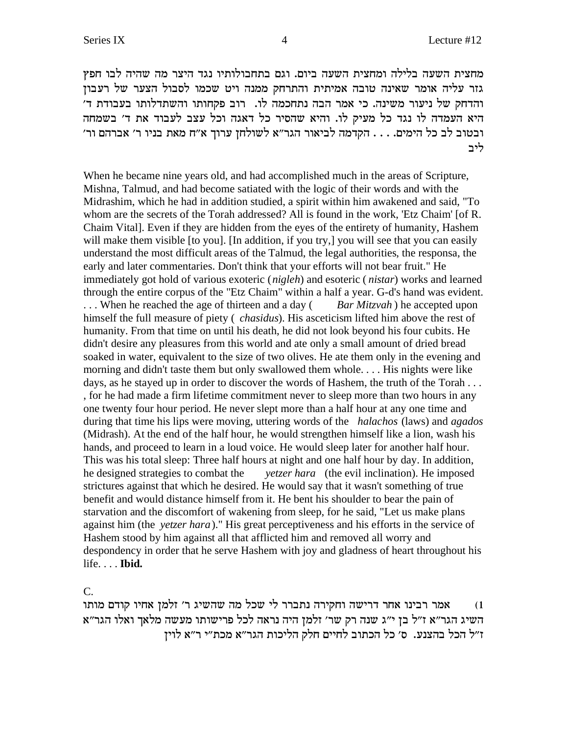מחצית השעה בלילה ומחצית השעה ביום. וגם בתחבולותיו נגד היצר מה שהיה לבו חפץ גזר עליה אומר שאינה טובה אמיתית והתרחק ממנה ויט שכמו לסבול הצער של רעבון והדחק של ניעור משינה. כי אמר הבה נתחכמה לו. רוב פקחותו והשתדלותו בעבודת ד׳ היא העמדה לו נגד כל מעיק לו. והיא שהסיר כל דאגה וכל עצב לעבוד את ד׳ בשמחה ובטוב לב כל הימים. . . . הקדמה לביאור הגר״א לשולחן ערוך א״ח מאת בניו ר׳ אברהם ור׳ ליב

When he became nine years old, and had accomplished much in the areas of Scripture, Mishna, Talmud, and had become satiated with the logic of their words and with the Midrashim, which he had in addition studied, a spirit within him awakened and said, "To whom are the secrets of the Torah addressed? All is found in the work, 'Etz Chaim' [of R. Chaim Vital]. Even if they are hidden from the eyes of the entirety of humanity, Hashem will make them visible [to you]. [In addition, if you try,] you will see that you can easily understand the most difficult areas of the Talmud, the legal authorities, the responsa, the early and later commentaries. Don't think that your efforts will not bear fruit." He immediately got hold of various exoteric (*nigleh*) and esoteric (*nistar*) works and learned through the entire corpus of the "Etz Chaim" within a half a year. G-d's hand was evident. . . . When he reached the age of thirteen and a day (*Bar Mitzvah*) he accepted upon himself the full measure of piety (*chasidus*). His asceticism lifted him above the rest of humanity. From that time on until his death, he did not look beyond his four cubits. He didn't desire any pleasures from this world and ate only a small amount of dried bread soaked in water, equivalent to the size of two olives. He ate them only in the evening and morning and didn't taste them but only swallowed them whole. . . . His nights were like days, as he stayed up in order to discover the words of Hashem, the truth of the Torah . . . , for he had made a firm lifetime commitment never to sleep more than two hours in any one twenty four hour period. He never slept more than a half hour at any one time and during that time his lips were moving, uttering words of the *halachos* (laws) and *agados* (Midrash). At the end of the half hour, he would strengthen himself like a lion, wash his hands, and proceed to learn in a loud voice. He would sleep later for another half hour. This was his total sleep: Three half hours at night and one half hour by day. In addition, he designed strategies to combat the *yetzer hara* (the evil inclination). He imposed strictures against that which he desired. He would say that it wasn't something of true benefit and would distance himself from it. He bent his shoulder to bear the pain of starvation and the discomfort of wakening from sleep, for he said, "Let us make plans against him (the *yetzer hara*)." His great perceptiveness and his efforts in the service of Hashem stood by him against all that afflicted him and removed all worry and despondency in order that he serve Hashem with joy and gladness of heart throughout his life. . . . **Ibid.**

C.

1) אמר רבינו אחר דרישה וחקירה נתברר לי שכל מה שהשיג ר׳ זלמן אחיו קודם מותו השיג הגר״א ז״ל בן י״ג שנה רק שר׳ זלמן היה נראה לכל פרישותו מעשה מלאך ואלו הגר״א ז״ל הכל בהצנע. ס׳ כל הכתוב לחיים חלק הליכות הגר״א מכת״י ר״א לוין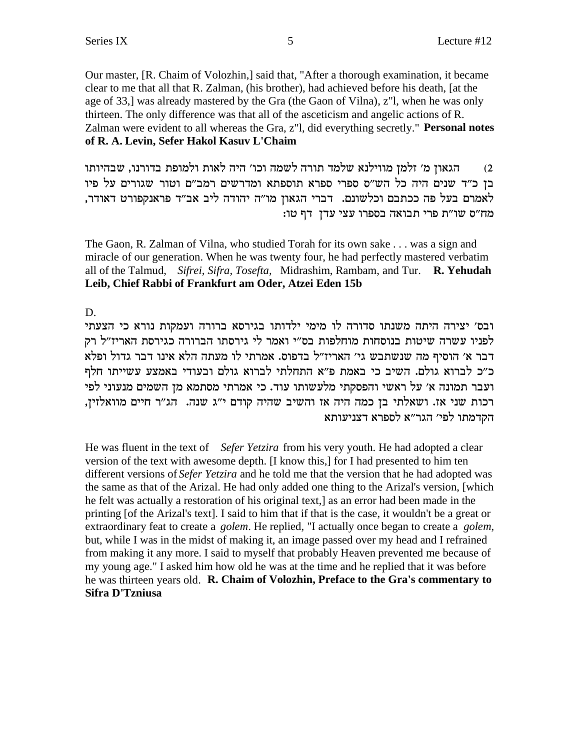Our master, [R. Chaim of Volozhin,] said that, "After a thorough examination, it became clear to me that all that R. Zalman, (his brother), had achieved before his death, [at the age of 33,] was already mastered by the Gra (the Gaon of Vilna), z"l, when he was only thirteen. The only difference was that all of the asceticism and angelic actions of R. Zalman were evident to all whereas the Gra, z"l, did everything secretly." **Personal notes of R. A. Levin, Sefer Hakol Kasuv L'Chaim**

2) הגאון מ' זלמן מווילנא שלמד תורה לשמה וכו' היה לאות ולמופת בדורנו, שבהיותו בן כ"ד שנים היה כל הש"ס ספרי ספרא תוספתא ומדרשים רמב"ם וטור שגורים על פיו לאמרם בעל פה ככתבם וכלשונם. דברי הגאון מו"ה יהודה ליב אב"ד פראנקפורט דאודר, מח"ס שו"ת פרי תבואה בספרו עצי עדן דף טו:

The Gaon, R. Zalman of Vilna, who studied Torah for its own sake . . . was a sign and miracle of our generation. When he was twenty four, he had perfectly mastered verbatim all of the Talmud, *Sifrei*, *Sifra*, *Tosefta*, Midrashim, Rambam, and Tur. **R. Yehudah Leib, Chief Rabbi of Frankfurt am Oder, Atzei Eden 15b**

D.

ובס' יצירה היתה משנתו סדורה לו מימי ילדותו בגירסא ברורה ועמקות נורא כי הצעתי לפניו עשרה שיטות בנוסחות מוחלפות בס"י ואמר לי גירסתו הברורה כגירסת האריז"ל רק דבר א' הוסיף מה שנשתבש גי' האריז"ל בדפוס. אמרתי לו מעתה הלא אינו דבר גדול ופלא כ"כ לברוא גולם. השיב כי באמת פ"א התחלתי לברוא גולם ובעודי באמצע עשייתו חלף ועבר תמונה א' על ראשי והפסקתי מלעשותו עוד. כי אמרתי מסתמא מן השמים מנעוני לפי רכות שני אז. ושאלתי בן כמה היה אז והשיב שהיה קודם י"ג שנה. הג"ר חיים מוואלזין, הקדמתו לפי' הגר"א לספרא דצניעותא

He was fluent in the text of *Sefer Yetzira* from his very youth. He had adopted a clear version of the text with awesome depth. [I know this,] for I had presented to him ten different versions of *Sefer Yetzira* and he told me that the version that he had adopted was the same as that of the Arizal. He had only added one thing to the Arizal's version, [which he felt was actually a restoration of his original text,] as an error had been made in the printing [of the Arizal's text]. I said to him that if that is the case, it wouldn't be a great or extraordinary feat to create a *golem*. He replied, "I actually once began to create a *golem*, but, while I was in the midst of making it, an image passed over my head and I refrained from making it any more. I said to myself that probably Heaven prevented me because of my young age." I asked him how old he was at the time and he replied that it was before he was thirteen years old. **R. Chaim of Volozhin, Preface to the Gra's commentary to Sifra D'Tzniusa**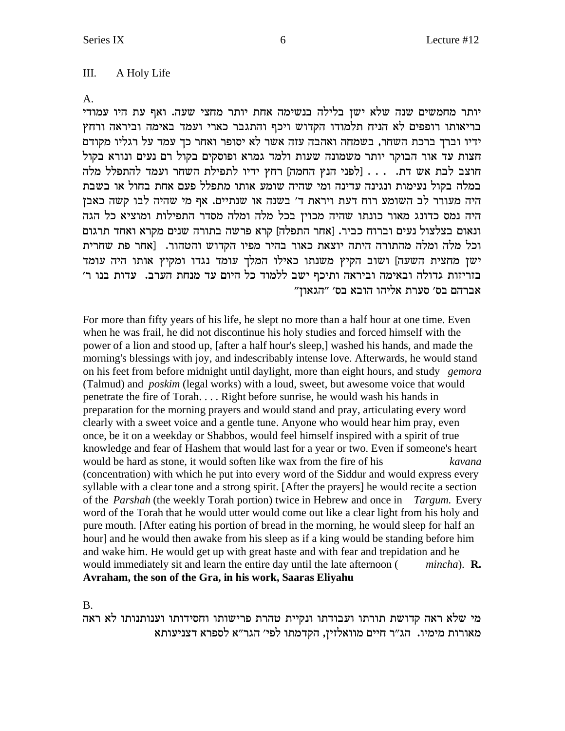### III. A Holy Life

A.

יותר מחמשים שנה שלא ישן בלילה בנשימה אחת יותר מחצי שעה. ואף עת היו עמודי בריאותו רופפים לא הניח תלמודו הקדוש ויכף והתגבר כארי ועמד באימה וביראה ורחץ ידיו וברך ברכת השחר, בשמחה ואהבה עזה אשר לא יסופר ואחר כך עמד על רגליו מקודם חצות עד אור הבוקר יותר משמונה שעות ולמד גמרא ופוסקים בקול רם נעים ונורא בקול חוצב לבת אש דת. . . . [לפני הנץ החמה] רחץ ידיו לתפילת השחר ועמד להתפלל מלה במלה בקול נעימות ונגינה עדינה ומי שהיה שומע אותו מתפלל פעם אחת בחול או בשבת היה מעורר לב השומע רוח דעת ויראת ד׳ בשנה או שנתיים. אף מי שהיה לבו קשה כאבן היה נמס כדונג מאור כונתו שהיה מכוין בכל מלה ומלה מסדר התפילות ומוציא כל הגה ונאום בצלצול נעים וברוח כביר. [אחר התפלה] קרא פרשה בתורה שנים מקרא ואחד תרגום וכל מלה ומלה מהתורה היתה יוצאת כאור בהיר מפיו הקדוש והטהור. [אחר פת שחרית ישן מחצית השעה] ושוב הקיץ משנתו כאילו המלך עומד נגדו ומקיץ אותו היה עומד בזריזות גדולה ובאימה וביראה ותיכף ישב ללמוד כל היום עד מנחת הערב. עדות בנו ר׳ אברהם בס׳ סערת אליהו הובא בס׳ ״הגאון״

For more than fifty years of his life, he slept no more than a half hour at one time. Even when he was frail, he did not discontinue his holy studies and forced himself with the power of a lion and stood up, [after a half hour's sleep,] washed his hands, and made the morning's blessings with joy, and indescribably intense love. Afterwards, he would stand on his feet from before midnight until daylight, more than eight hours, and study *gemora* (Talmud) and *poskim* (legal works) with a loud, sweet, but awesome voice that would penetrate the fire of Torah. . . . Right before sunrise, he would wash his hands in preparation for the morning prayers and would stand and pray, articulating every word clearly with a sweet voice and a gentle tune. Anyone who would hear him pray, even once, be it on a weekday or Shabbos, would feel himself inspired with a spirit of true knowledge and fear of Hashem that would last for a year or two. Even if someone's heart would be hard as stone, it would soften like wax from the fire of his *kavana* (concentration) with which he put into every word of the Siddur and would express every syllable with a clear tone and a strong spirit. [After the prayers] he would recite a section of the *Parshah* (the weekly Torah portion) twice in Hebrew and once in *Targum.* Every word of the Torah that he would utter would come out like a clear light from his holy and pure mouth. [After eating his portion of bread in the morning, he would sleep for half an hour] and he would then awake from his sleep as if a king would be standing before him and wake him. He would get up with great haste and with fear and trepidation and he would immediately sit and learn the entire day until the late afternoon (*mincha*). **R. Avraham, the son of the Gra, in his work, Saaras Eliyahu**

B.

מי שלא ראה קדושת תורתו ועבודתו ונקיית טהרת פרישותו וחסידותו וענותנותו לא ראה מאורות מימיו. הג״ר חיים מוואלזין, הקדמתו לפי׳ הגר״א לספרא דצניעותא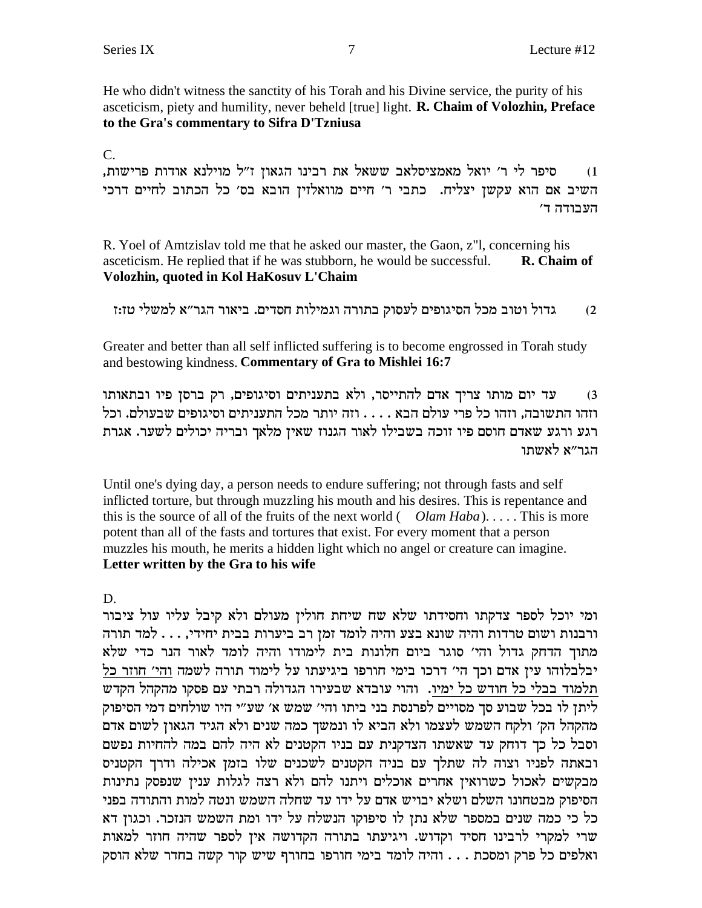He who didn't witness the sanctity of his Torah and his Divine service, the purity of his asceticism, piety and humility, never beheld [true] light. **R. Chaim of Volozhin, Preface to the Gra's commentary to Sifra D'Tzniusa**

C.

1) סיפר לי ר' יואל מאמציסלאב ששאל את רבינו הגאון ז"ל מוילנא אודות פרישות, השיב אם הוא עקשן יצליח. כתבי ר' חיים מוואלזין הובא בס' כל הכתוב לחיים דרכי העבודה ד'

R. Yoel of Amtzislav told me that he asked our master, the Gaon, z"l, concerning his asceticism. He replied that if he was stubborn, he would be successful. **R. Chaim of Volozhin, quoted in Kol HaKosuv L'Chaim**

2) גדול וטוב מכל הסיגופים לעסוק בתורה וגמילות חסדים. ביאור הגר"א למשלי טז:ז

Greater and better than all self inflicted suffering is to become engrossed in Torah study and bestowing kindness. **Commentary of Gra to Mishlei 16:7**

3) עד יום מותו צריך אדם להתייסר, ולא בתעניתים וסיגופים, רק ברסן פיו ובתאותו וזהו התשובה, וזהו כל פרי עולם הבא . . . . וזה יותר מכל התעניתים וסיגופים שבעולם. וכל רגע ורגע שאדם חוסם פיו זוכה בשבילו לאור הגנוז שאין מלאך ובריה יכולים לשער. אגרת הגר"א לאשתו

Until one's dying day, a person needs to endure suffering; not through fasts and self inflicted torture, but through muzzling his mouth and his desires. This is repentance and this is the source of all of the fruits of the next world ( *Olam Haba* ). . . . . This is more potent than all of the fasts and tortures that exist. For every moment that a person muzzles his mouth, he merits a hidden light which no angel or creature can imagine. **Letter written by the Gra to his wife**

D.

ומי יוכל לספר צדקתו וחסידתו שלא שח שיחת חולין מעולם ולא קיבל עליו עול ציבור ורבנות ושום טרדות והיה שונא בצע והיה לומד זמן רב ביערות בבית יחידי, . . . למד תורה מתוך הדחק גדול והי' סוגר ביום חלונות בית לימודו והיה לומד לאור הנר כדי שלא יבלבלוהו עין אדם וכך הי' דרכו בימי חורפו ביגיעתו על לימוד תורה לשמה <u>והי' חוזר כל תלמוד בבלי כל חודש כל ימיו.</u> והוי עובדא שבעירו הגדולה רבתי עם פסקו מהקהל הקדש ליתן לו בכל שבוע סך מסויים לפרנסת בני ביתו והי' שמש א' שע"י היו שולחים דמי הסיפוק מהקהל הק' ולקח השמש לעצמו ולא הביא לו ונמשך כמה שנים ולא הגיד הגאון לשום אדם וסבל כל כך דוחק עד שאשתו הצדקנית עם בניו הקטנים לא היה להם במה להחיות נפשם ובאתה לפניו וצוה לה שתלך עם בניה הקטנים לשכנים שלו בזמן אכילה ודרך הקטניס מבקשים לאכול כשרואין אחרים אוכלים ויתנו להם ולא רצה לגלות ענין שנפסק נתינות הסיפוק מבטחונו השלם ושלא יבויש אדם על ידו עד שחלה השמש ונטה למות והתודה בפני כל כי כמה שנים במספר שלא נתן לו סיפוקו הנשלח על ידו ומת השמש הנזכר. וכגון דא שרי למקרי לרבינו חסיד וקדוש. ויגיעתו בתורה הקדושה אין לספר שהיה חוזר למאות ואלפים כל פרק ומסכת . . . והיה לומד בימי חורפו בחורף שיש קור קשה בחדר שלא הוסק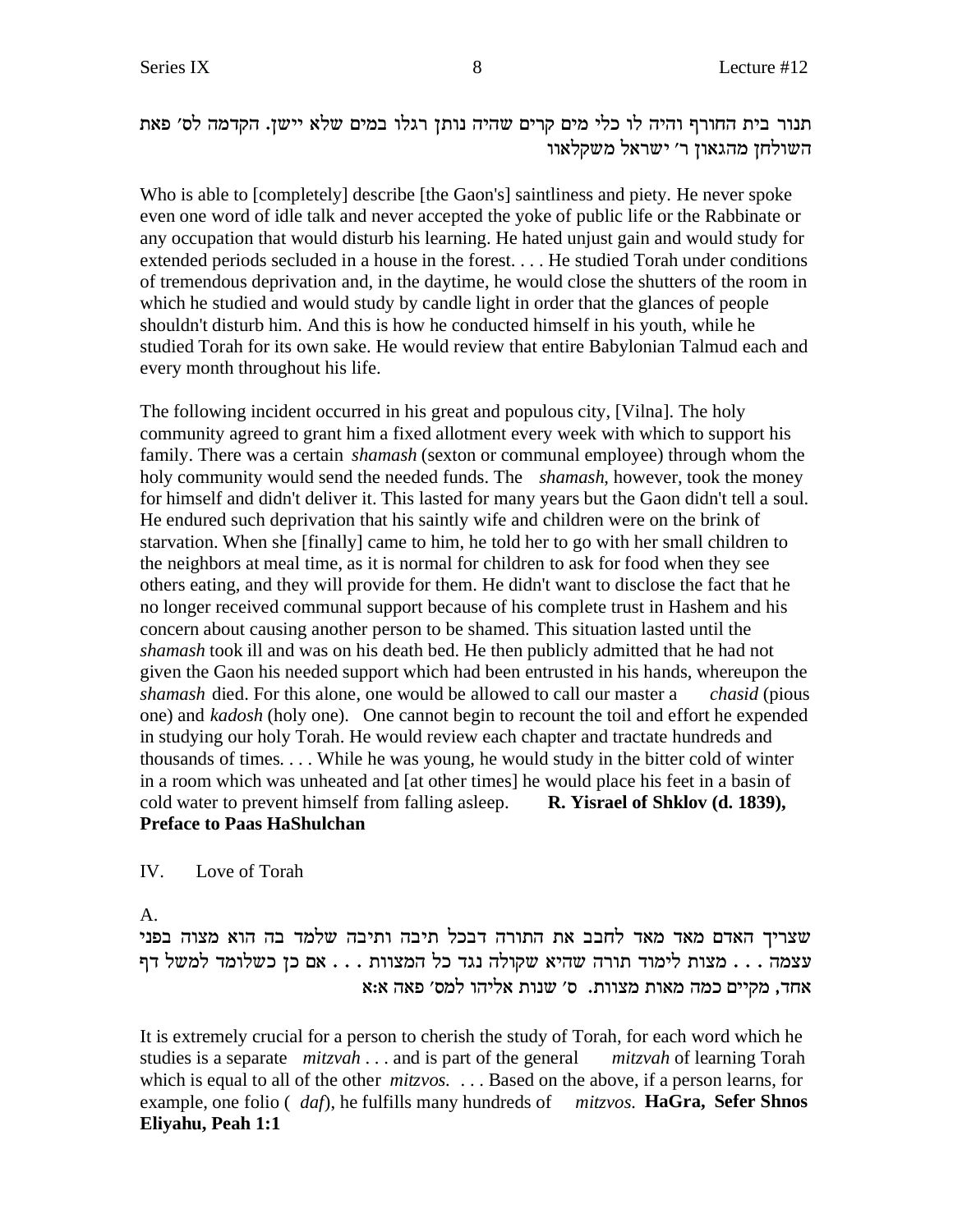תנור בית החורף והיה לו כלי מים קרים שהיה נותן רגלו במים שלא יישן. הקדמה לס׳ פאת השולחן מהגאון ר׳ ישראל משקלאוו

Who is able to [completely] describe [the Gaon's] saintliness and piety. He never spoke even one word of idle talk and never accepted the yoke of public life or the Rabbinate or any occupation that would disturb his learning. He hated unjust gain and would study for extended periods secluded in a house in the forest. . . . He studied Torah under conditions of tremendous deprivation and, in the daytime, he would close the shutters of the room in which he studied and would study by candle light in order that the glances of people shouldn't disturb him. And this is how he conducted himself in his youth, while he studied Torah for its own sake. He would review that entire Babylonian Talmud each and every month throughout his life.

The following incident occurred in his great and populous city, [Vilna]. The holy community agreed to grant him a fixed allotment every week with which to support his family. There was a certain *shamash* (sexton or communal employee) through whom the holy community would send the needed funds. The *shamash*, however, took the money for himself and didn't deliver it. This lasted for many years but the Gaon didn't tell a soul. He endured such deprivation that his saintly wife and children were on the brink of starvation. When she [finally] came to him, he told her to go with her small children to the neighbors at meal time, as it is normal for children to ask for food when they see others eating, and they will provide for them. He didn't want to disclose the fact that he no longer received communal support because of his complete trust in Hashem and his concern about causing another person to be shamed. This situation lasted until the *shamash* took ill and was on his death bed. He then publicly admitted that he had not given the Gaon his needed support which had been entrusted in his hands, whereupon the *shamash* died. For this alone, one would be allowed to call our master a *chasid* (pious one) and *kadosh* (holy one). One cannot begin to recount the toil and effort he expended in studying our holy Torah. He would review each chapter and tractate hundreds and thousands of times. . . . While he was young, he would study in the bitter cold of winter in a room which was unheated and [at other times] he would place his feet in a basin of cold water to prevent himself from falling asleep. **R. Yisrael of Shklov (d. 1839), Preface to Paas HaShulchan**

IV. Love of Torah

A.

שצריך האדם מאד מאד לחבב את התורה דבכל תיבה ותיבה שלמד בה הוא מצוה בפני עצמה . . . מצות לימוד תורה שהיא שקולה נגד כל המצוות . . . אם כן כשלומד למשל דף אחד, מקיים כמה מאות מצוות. ס׳ שנות אליהו למס׳ פאה א:א

It is extremely crucial for a person to cherish the study of Torah, for each word which he studies is a separate *mitzvah* . . . and is part of the general *mitzvah* of learning Torah which is equal to all of the other *mitzvos*. . . . Based on the above, if a person learns, for example, one folio ( *daf*), he fulfills many hundreds of *mitzvos*. **HaGra, Sefer Shnos Eliyahu, Peah 1:1**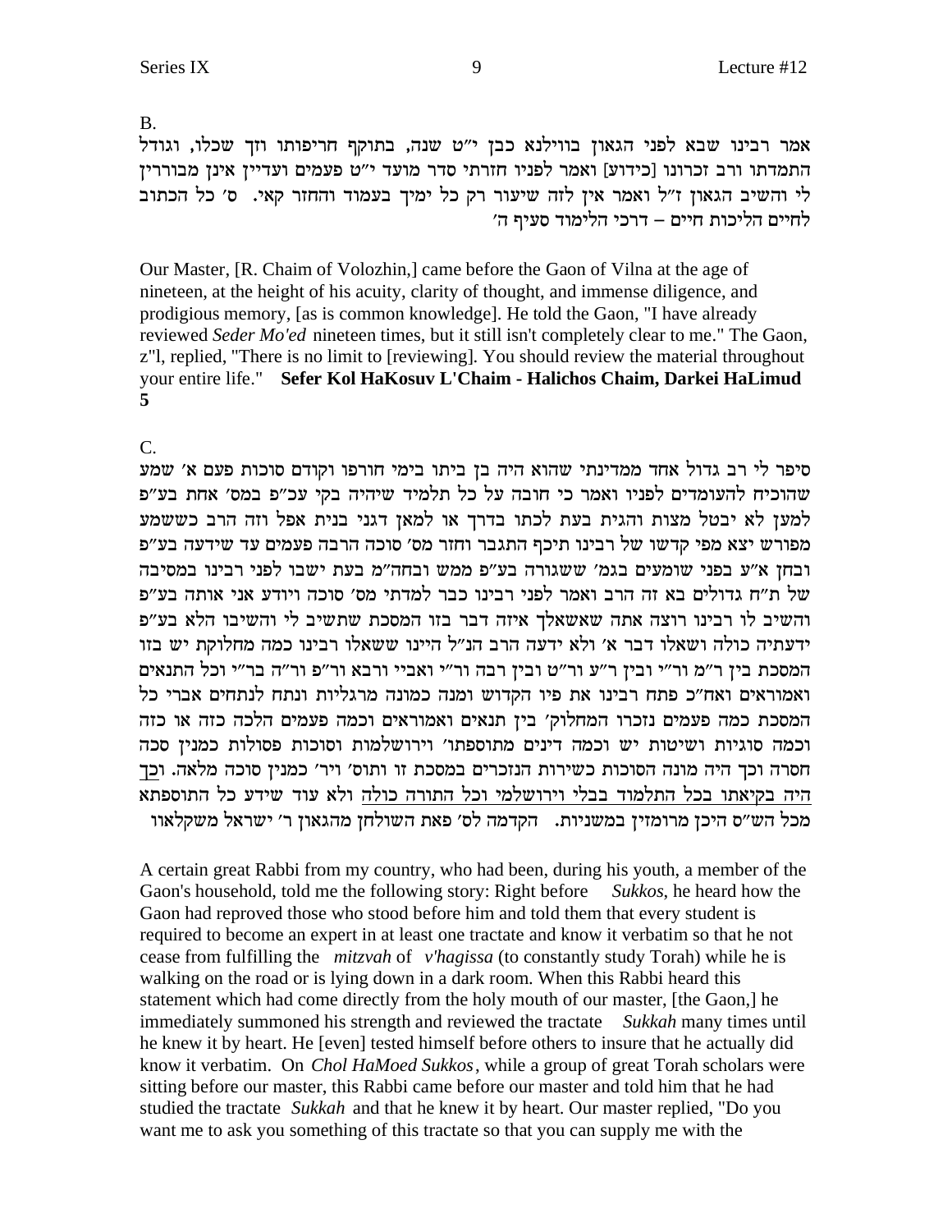B.

אמר רבינו שבא לפני הגאון בווילנא כבן י"ט שנה, בתוקף חריפותו וזך שכלו, וגודל התמדתו ורב זכרונו [כידוע] ואמר לפניו חזרתי סדר מועד י"ט פעמים ועדיין אינן מבוררין לי והשיב הגאון ז"ל ואמר אין לזה שיעור רק כל ימיך בעמוד והחזר קאי. ס' כל הכתוב לחיים הליכות חיים – דרכי הלימוד סעיף ה'

Our Master, [R. Chaim of Volozhin,] came before the Gaon of Vilna at the age of nineteen, at the height of his acuity, clarity of thought, and immense diligence, and prodigious memory, [as is common knowledge]. He told the Gaon, "I have already reviewed *Seder Mo'ed* nineteen times, but it still isn't completely clear to me." The Gaon, z"l, replied, "There is no limit to [reviewing]. You should review the material throughout your entire life." **Sefer Kol HaKosuv L'Chaim - Halichos Chaim, Darkei HaLimud 5**

C.

סיפר לי רב גדול אחד ממדינתי שהוא היה בן ביתו בימי חורפו וקודם סוכות פעם א' שמע שהוכיח להעומדים לפניו ואמר כי חובה על כל תלמיד שיהיה בקי עכ"פ במס' אחת בע"פ למען לא יבטל מצות והגית בעת לכתו בדרך או למאן דגני בנית אפל וזה הרב כששמע מפורש יצא מפי קדשו של רבינו תיכף התגבר וחזר מס' סוכה הרבה פעמים עד שידעה בע"פ ובחן א"ע בפני שומעים בגמ' ששגורה בע"פ ממש ובחה"מ בעת ישבו לפני רבינו במסיבה של ת"ח גדולים בא זה הרב ואמר לפני רבינו כבר למדתי מס' סוכה ויודע אני אותה בע"פ והשיב לו רבינו רוצה אתה שאשאלך איזה דבר בזו המסכת שתשיב לי והשיבו הלא בע"פ ידעתיה כולה ושאלו דבר א' ולא ידעה הרב הנ"ל היינו ששאלו רבינו כמה מחלוקת יש בזו המסכת בין ר"מ ור"י ובין ר"ע ור"ט ובין רבה ור"י ואביי ורבא ור"פ ור"ה בר"י וכל התנאים ואמוראים ואח"כ פתח רבינו את פיו הקדוש ומנה כמונה מרגליות ונתח לנתחים אברי כל המסכת כמה פעמים נזכרו המחלוק' בין תנאים ואמוראים וכמה פעמים הלכה כזה או כזה וכמה סוגיות ושיטות יש וכמה דינים מתוספתו' וירושלמות וסוכות פסולות כמנין סכה חסרה וכך היה מונה הסוכות כשירות הנזכרים במסכת זו ותוס' ויר' כמנין סוכה מלאה. <u>וכך היה בקיאתו בכל התלמוד בבלי וירושלמי וכל התורה כולה</u> ולא עוד שידע כל התוספתא מכל הש"ס היכן מרומזין במשניות. הקדמה לס' פאת השולחן מהגאון ר' ישראל משקלאוו

A certain great Rabbi from my country, who had been, during his youth, a member of the Gaon's household, told me the following story: Right before *Sukkos*, he heard how the Gaon had reproved those who stood before him and told them that every student is required to become an expert in at least one tractate and know it verbatim so that he not cease from fulfilling the *mitzvah* of *v'hagissa* (to constantly study Torah) while he is walking on the road or is lying down in a dark room. When this Rabbi heard this statement which had come directly from the holy mouth of our master, [the Gaon,] he immediately summoned his strength and reviewed the tractate *Sukkah* many times until he knew it by heart. He [even] tested himself before others to insure that he actually did know it verbatim. On *Chol HaMoed Sukkos*, while a group of great Torah scholars were sitting before our master, this Rabbi came before our master and told him that he had studied the tractate *Sukkah* and that he knew it by heart. Our master replied, "Do you want me to ask you something of this tractate so that you can supply me with the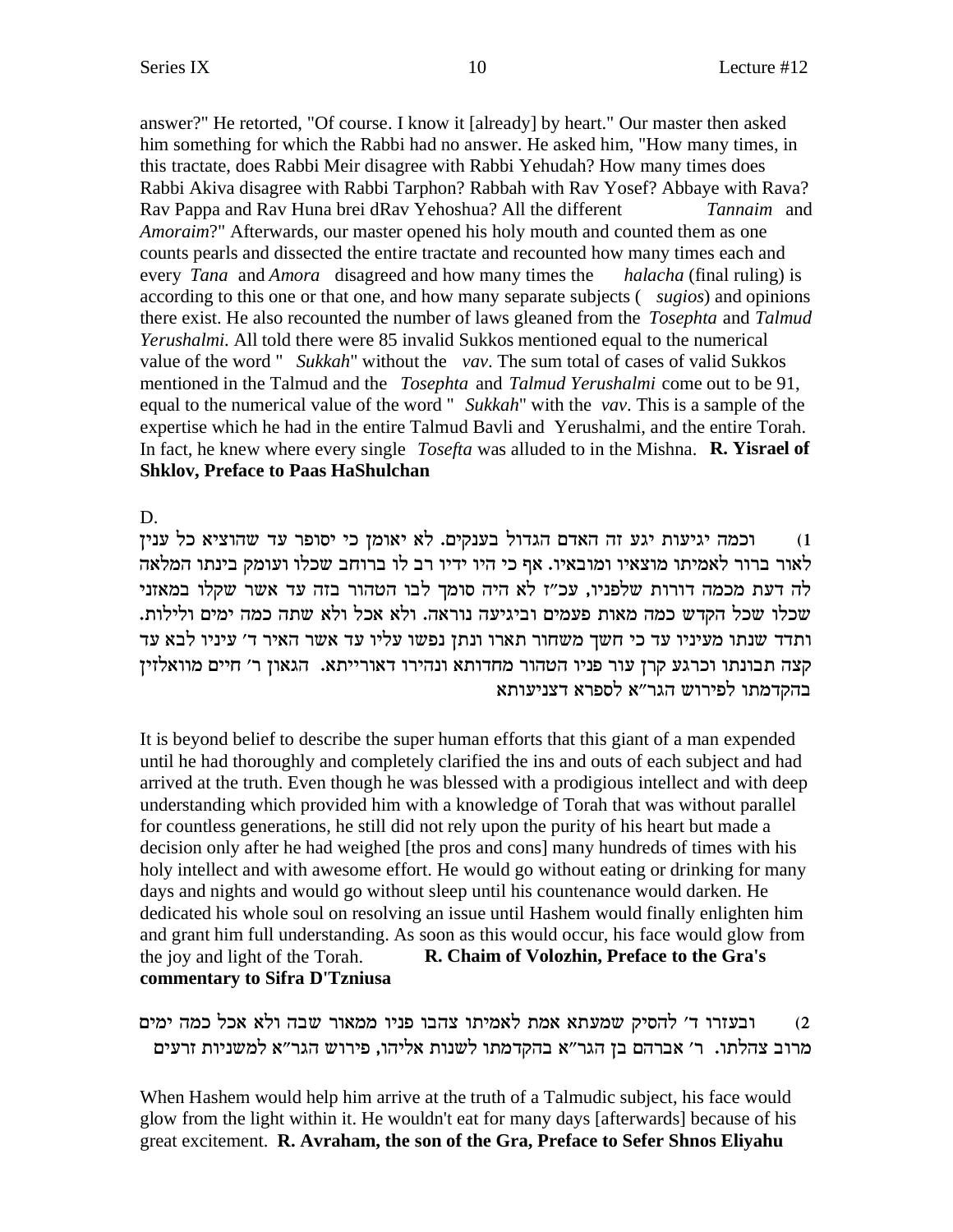answer?" He retorted, "Of course. I know it [already] by heart." Our master then asked him something for which the Rabbi had no answer. He asked him, "How many times, in this tractate, does Rabbi Meir disagree with Rabbi Yehudah? How many times does Rabbi Akiva disagree with Rabbi Tarphon? Rabbah with Rav Yosef? Abbaye with Rava? Rav Pappa and Rav Huna brei dRav Yehoshua? All the different *Tannaim* and *Amoraim*?" Afterwards, our master opened his holy mouth and counted them as one counts pearls and dissected the entire tractate and recounted how many times each and every *Tana* and *Amora* disagreed and how many times the *halacha* (final ruling) is according to this one or that one, and how many separate subjects ( *sugios*) and opinions there exist. He also recounted the number of laws gleaned from the *Tosephta* and *Talmud Yerushalmi*. All told there were 85 invalid Sukkos mentioned equal to the numerical value of the word " *Sukkah*" without the *vav*. The sum total of cases of valid Sukkos mentioned in the Talmud and the *Tosephta* and *Talmud Yerushalmi* come out to be 91, equal to the numerical value of the word " *Sukkah*" with the *vav*. This is a sample of the expertise which he had in the entire Talmud Bavli and Yerushalmi, and the entire Torah. In fact, he knew where every single *Tosefta* was alluded to in the Mishna. **R. Yisrael of Shklov, Preface to Paas HaShulchan**

D.

1) וכמה יגיעות יגע זה האדם הגדול בענקים. לא יאומן כי יסופר עד שהוציא כל ענין לאור ברור לאמיתו מוצאיו ומובאיו. אף כי היו ידיו רב לו ברוחב שכלו ועומק בינתו המלאה לה דעת מכמה דורות שלפניו, עכ"ז לא היה סומך לבו הטהור בזה עד אשר שקלו במאזני שכלו שכל הקדש כמה מאות פעמים וביגיעה נוראה. ולא אכל ולא שתה כמה ימים ולילות. ותדד שנתו מעיניו עד כי חשך משחור תארו ונתן נפשו עליו עד אשר האיר ד' עיניו לבא עד קצה תבונתו וכרגע קרן עור פניו הטהור מחדותא ונהירו דאורייתא. הגאון ר' חיים מוואלזין בהקדמתו לפירוש הגר"א לספרא דצניעותא

It is beyond belief to describe the super human efforts that this giant of a man expended until he had thoroughly and completely clarified the ins and outs of each subject and had arrived at the truth. Even though he was blessed with a prodigious intellect and with deep understanding which provided him with a knowledge of Torah that was without parallel for countless generations, he still did not rely upon the purity of his heart but made a decision only after he had weighed [the pros and cons] many hundreds of times with his holy intellect and with awesome effort. He would go without eating or drinking for many days and nights and would go without sleep until his countenance would darken. He dedicated his whole soul on resolving an issue until Hashem would finally enlighten him and grant him full understanding. As soon as this would occur, his face would glow from the joy and light of the Torah. **R. Chaim of Volozhin, Preface to the Gra's commentary to Sifra D'Tzniusa**

2) ובעזרו ד' להסיק שמעתא אמת לאמיתו צהבו פניו ממאור שבה ולא אכל כמה ימים מרוב צהלתו. ר' אברהם בן הגר"א בהקדמתו לשנות אליהו, פירוש הגר"א למשניות זרעים

When Hashem would help him arrive at the truth of a Talmudic subject, his face would glow from the light within it. He wouldn't eat for many days [afterwards] because of his great excitement. **R. Avraham, the son of the Gra, Preface to Sefer Shnos Eliyahu**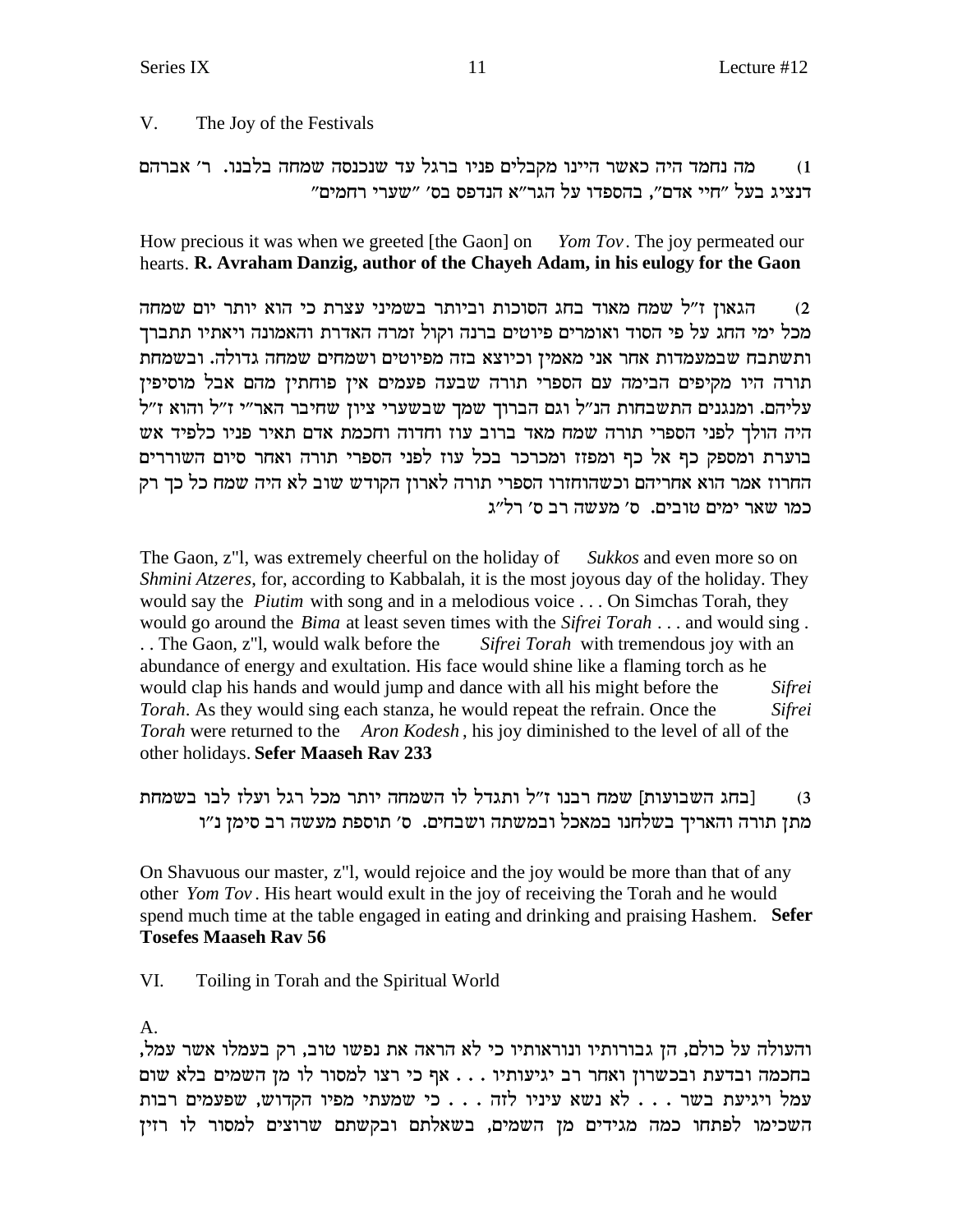V. The Joy of the Festivals

1) מה נחמד היה כאשר היינו מקבלים פניו ברגל עד שנכנסה שמחה בלבנו. ר׳ אברהם דנציג בעל "חיי אדם", בהספדו על הגר"א הנדפס בס׳ "שערי רחמים"

How precious it was when we greeted [the Gaon] on *Yom Tov*. The joy permeated our hearts. **R. Avraham Danzig, author of the Chayeh Adam, in his eulogy for the Gaon**

2) הגאון ז"ל שמח מאוד בחג הסוכות וביותר בשמיני עצרת כי הוא יותר יום שמחה מכל ימי החג על פי הסוד ואומרים פיוטים ברנה וקול זמרה האדרת והאמונה ויאתיו תתברך ותשתבח שבמעמדות אחר אני מאמין וכיוצא בזה מפיוטים ושמחים שמחה גדולה. ובשמחת תורה היו מקיפים הבימה עם הספרי תורה שבעה פעמים אין פוחתין מהם אבל מוסיפין עליהם. ומנגנים התשבחות הנ"ל וגם הברוך שמך שבשערי ציון שחיבר האר"י ז"ל והוא ז"ל היה הולך לפני הספרי תורה שמח מאד ברוב עוז וחדוה וחכמת אדם תאיר פניו כלפיד אש בוערת ומספק כף אל כף ומפזז ומכרכר בכל עוז לפני הספרי תורה ואחר סיום השוררים החרוז אמר הוא אחריהם וכשהוחזרו הספרי תורה לארון הקודש שוב לא היה שמח כל כך רק כמו שאר ימים טובים. ס׳ מעשה רב ס׳ רל"ג

The Gaon, z"l, was extremely cheerful on the holiday of *Sukkos* and even more so on *Shmini Atzeres*, for, according to Kabbalah, it is the most joyous day of the holiday. They would say the *Piutim* with song and in a melodious voice . . . On Simchas Torah, they would go around the *Bima* at least seven times with the *Sifrei Torah* . . . and would sing . . . The Gaon, z"l, would walk before the *Sifrei Torah* with tremendous joy with an abundance of energy and exultation. His face would shine like a flaming torch as he would clap his hands and would jump and dance with all his might before the *Sifrei Torah*. As they would sing each stanza, he would repeat the refrain. Once the *Sifrei Torah* were returned to the *Aron Kodesh*, his joy diminished to the level of all of the other holidays. **Sefer Maaseh Rav 233**

3) [בחג השבועות] שמח רבנו ז"ל ותגדל לו השמחה יותר מכל רגל ועלז לבו בשמחת מתן תורה והאריך בשלחנו במאכל ובמשתה ושבחים. ס׳ תוספת מעשה רב סימן נ"ו

On Shavuous our master, z"l, would rejoice and the joy would be more than that of any other *Yom Tov*. His heart would exult in the joy of receiving the Torah and he would spend much time at the table engaged in eating and drinking and praising Hashem. **Sefer Tosefes Maaseh Rav 56**

VI. Toiling in Torah and the Spiritual World

A.

והעולה על כולם, הן גבורותיו ונוראותיו כי לא הראה את נפשו טוב, רק בעמלו אשר עמל, בחכמה ובדעת ובכשרון ואחר רב יגיעותיו . . . אף כי רצו למסור לו מן השמים בלא שום עמל ויגיעת בשר . . . לא נשא עיניו לזה . . . כי שמעתי מפיו הקדוש, שפעמים רבות השכימו לפתחו כמה מגידים מן השמים, בשאלתם ובקשתם שרוצים למסור לו רזין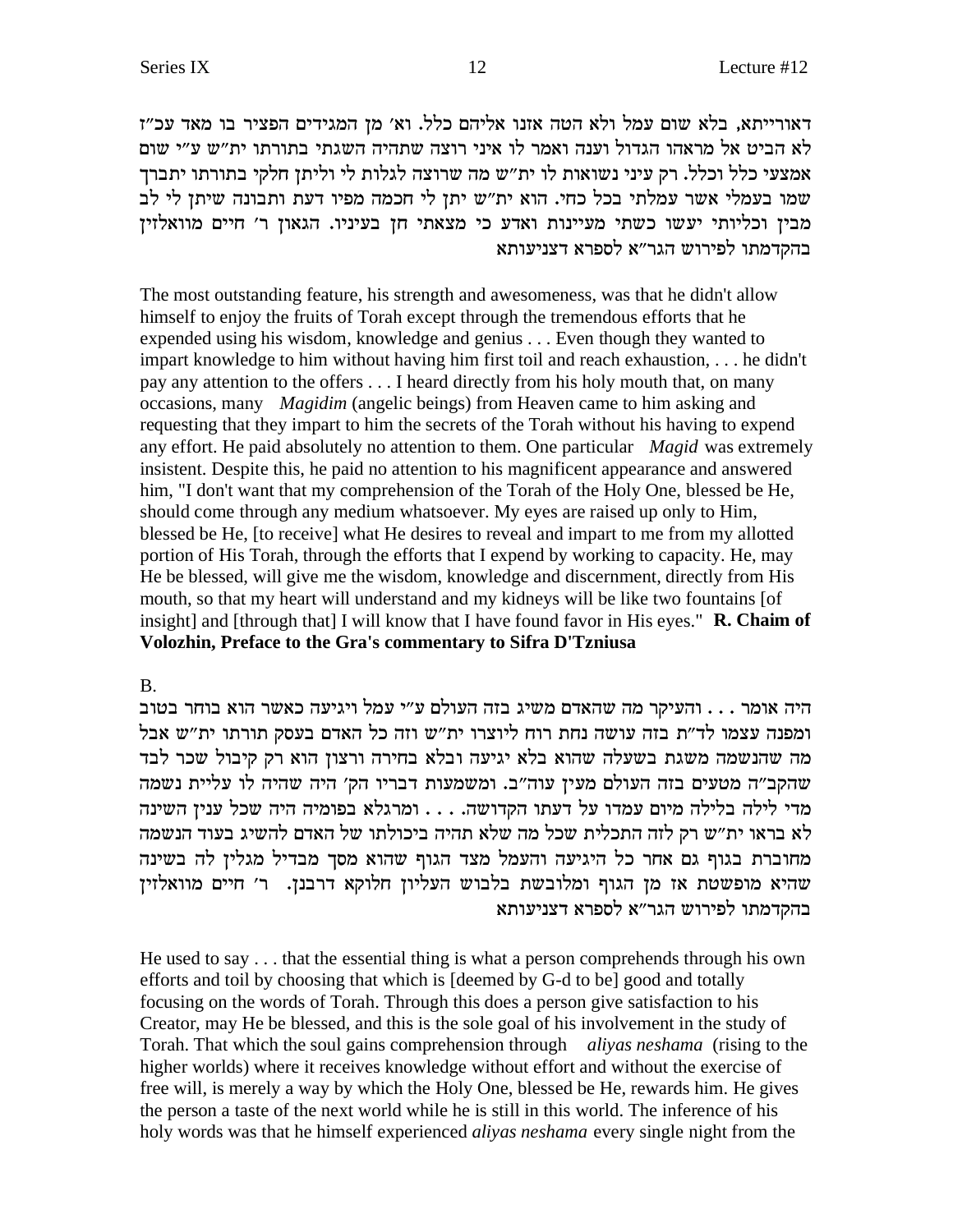דאורייתא, בלא שום עמל ולא הטה אזנו אליהם כלל. וא׳ מן המגידים הפציר בו מאד עכ״ז לא הביט אל מראהו הגדול וענה ואמר לו איני רוצה שתהיה השגתי בתורתו ית״ש ע״י שום אמצעי כלל וכלל. רק עיני נשואות לו ית״ש מה שרוצה לגלות לי וליתן חלקי בתורתו יתברך שמו בעמלי אשר עמלתי בכל כחי. הוא ית״ש יתן לי חכמה מפיו דעת ותבונה שיתן לי לב מבין וכליותי יעשו כשתי מעיינות ואדע כי מצאתי חן בעיניו. הגאון ר׳ חיים מוואלזין בהקדמתו לפירוש הגר״א לספרא דצניעותא

The most outstanding feature, his strength and awesomeness, was that he didn't allow himself to enjoy the fruits of Torah except through the tremendous efforts that he expended using his wisdom, knowledge and genius . . . Even though they wanted to impart knowledge to him without having him first toil and reach exhaustion, . . . he didn't pay any attention to the offers . . . I heard directly from his holy mouth that, on many occasions, many *Magidim* (angelic beings) from Heaven came to him asking and requesting that they impart to him the secrets of the Torah without his having to expend any effort. He paid absolutely no attention to them. One particular *Magid* was extremely insistent. Despite this, he paid no attention to his magnificent appearance and answered him, "I don't want that my comprehension of the Torah of the Holy One, blessed be He, should come through any medium whatsoever. My eyes are raised up only to Him, blessed be He, [to receive] what He desires to reveal and impart to me from my allotted portion of His Torah, through the efforts that I expend by working to capacity. He, may He be blessed, will give me the wisdom, knowledge and discernment, directly from His mouth, so that my heart will understand and my kidneys will be like two fountains [of insight] and [through that] I will know that I have found favor in His eyes." **R. Chaim of Volozhin, Preface to the Gra's commentary to Sifra D'Tzniusa**

B.

היה אומר . . . והעיקר מה שהאדם משיג בזה העולם ע״י עמל ויגיעה כאשר הוא בוחר בטוב ומפנה עצמו לד״ת בזה עושה נחת רוח ליוצרו ית״ש וזה כל האדם בעסק תורתו ית״ש אבל מה שהנשמה משגת בשעלה שהוא בלא יגיעה ובלא בחירה ורצון הוא רק קיבול שכר לבד שהקב״ה מטעים בזה העולם מעין עוה״ב. ומשמעות דבריו הק׳ היה שהיה לו עליית נשמה מדי לילה בלילה מיום עמדו על דעתו הקדושה. . . . ומרגלא בפומיה היה שכל ענין השינה לא בראו ית״ש רק לזה התכלית שכל מה שלא תהיה ביכולתו של האדם להשיג בעוד הנשמה מחוברת בגוף גם אחר כל היגיעה והעמל מצד הגוף שהוא מסך מבדיל מגלין לה בשינה שהיא מופשטת אז מן הגוף ומלובשת בלבוש העליון חלוקא דרבנן. ר׳ חיים מוואלזין בהקדמתו לפירוש הגר״א לספרא דצניעותא

He used to say . . . that the essential thing is what a person comprehends through his own efforts and toil by choosing that which is [deemed by G-d to be] good and totally focusing on the words of Torah. Through this does a person give satisfaction to his Creator, may He be blessed, and this is the sole goal of his involvement in the study of Torah. That which the soul gains comprehension through *aliyas neshama* (rising to the higher worlds) where it receives knowledge without effort and without the exercise of free will, is merely a way by which the Holy One, blessed be He, rewards him. He gives the person a taste of the next world while he is still in this world. The inference of his holy words was that he himself experienced *aliyas neshama* every single night from the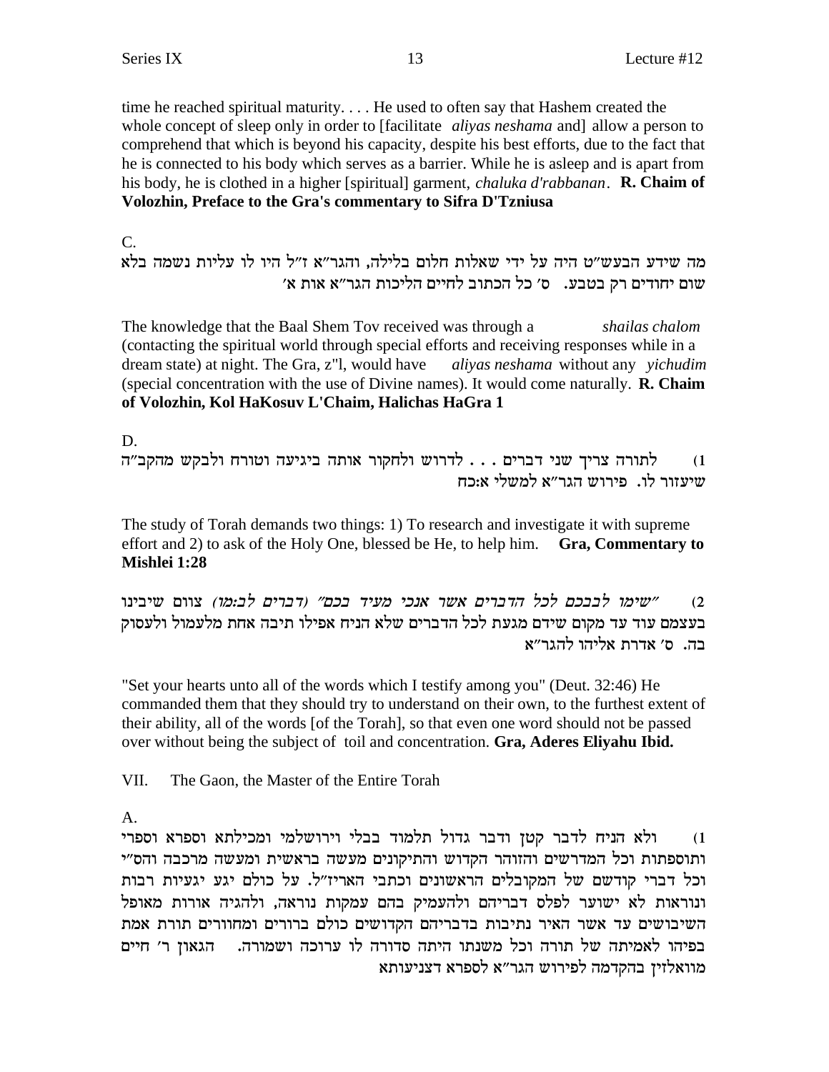time he reached spiritual maturity. . . . He used to often say that Hashem created the whole concept of sleep only in order to [facilitate *aliyas neshama* and] allow a person to comprehend that which is beyond his capacity, despite his best efforts, due to the fact that he is connected to his body which serves as a barrier. While he is asleep and is apart from his body, he is clothed in a higher [spiritual] garment, *chaluka d'rabbanan*. **R. Chaim of Volozhin, Preface to the Gra's commentary to Sifra D'Tzniusa**

C.

מה שידע הבעש"ט היה על ידי שאלות חלום בלילה, והגר"א ז"ל היו לו עליות נשמה בלא שום יחודים רק בטבע. ס' כל הכתוב לחיים הליכות הגר"א אות א'

The knowledge that the Baal Shem Tov received was through a *shailas chalom* (contacting the spiritual world through special efforts and receiving responses while in a dream state) at night. The Gra, z"l, would have *aliyas neshama* without any *yichudim* (special concentration with the use of Divine names). It would come naturally. **R. Chaim of Volozhin, Kol HaKosuv L'Chaim, Halichas HaGra 1**

D.

1) לתורה צריך שני דברים . . . לדרוש ולחקור אותה ביגיעה וטורח ולבקש מהקב"ה שיעזור לו. פירוש הגר"א למשלי א:כח

The study of Torah demands two things: 1) To research and investigate it with supreme effort and 2) to ask of the Holy One, blessed be He, to help him. **Gra, Commentary to Mishlei 1:28**

2) *"שימו לבבכם לכל הדברים אשר אנכי מעיד בכם" (דברים לב:מו)* צוום שיבינו בעצמם עוד עד מקום שידם מגעת לכל הדברים שלא הניח אפילו תיבה אחת מלעמול ולעסוק בה. ס' אדרת אליהו להגר"א

"Set your hearts unto all of the words which I testify among you" (Deut. 32:46) He commanded them that they should try to understand on their own, to the furthest extent of their ability, all of the words [of the Torah], so that even one word should not be passed over without being the subject of toil and concentration. **Gra, Aderes Eliyahu Ibid.**

VII. The Gaon, the Master of the Entire Torah

A.

1) ולא הניח לדבר קטן ודבר גדול תלמוד בבלי וירושלמי ומכילתא וספרא וספרי ותוספתות וכל המדרשים והזוהר הקדוש והתיקונים מעשה בראשית ומעשה מרכבה והס"י וכל דברי קודשם של המקובלים הראשונים וכתבי האריז"ל. על כולם יגע יגעיות רבות ונוראות לא ישוער לפלס דבריהם ולהעמיק בהם עמקות נוראה, ולהגיה אורות מאופל השיבושים עד אשר האיר נתיבות בדבריהם הקדושים כולם ברורים ומחוורים תורת אמת בפיהו לאמיתה של תורה וכל משנתו היתה סדורה לו ערוכה ושמורה. הגאון ר' חיים מוואלזין בהקדמה לפירוש הגר"א לספרא דצניעותא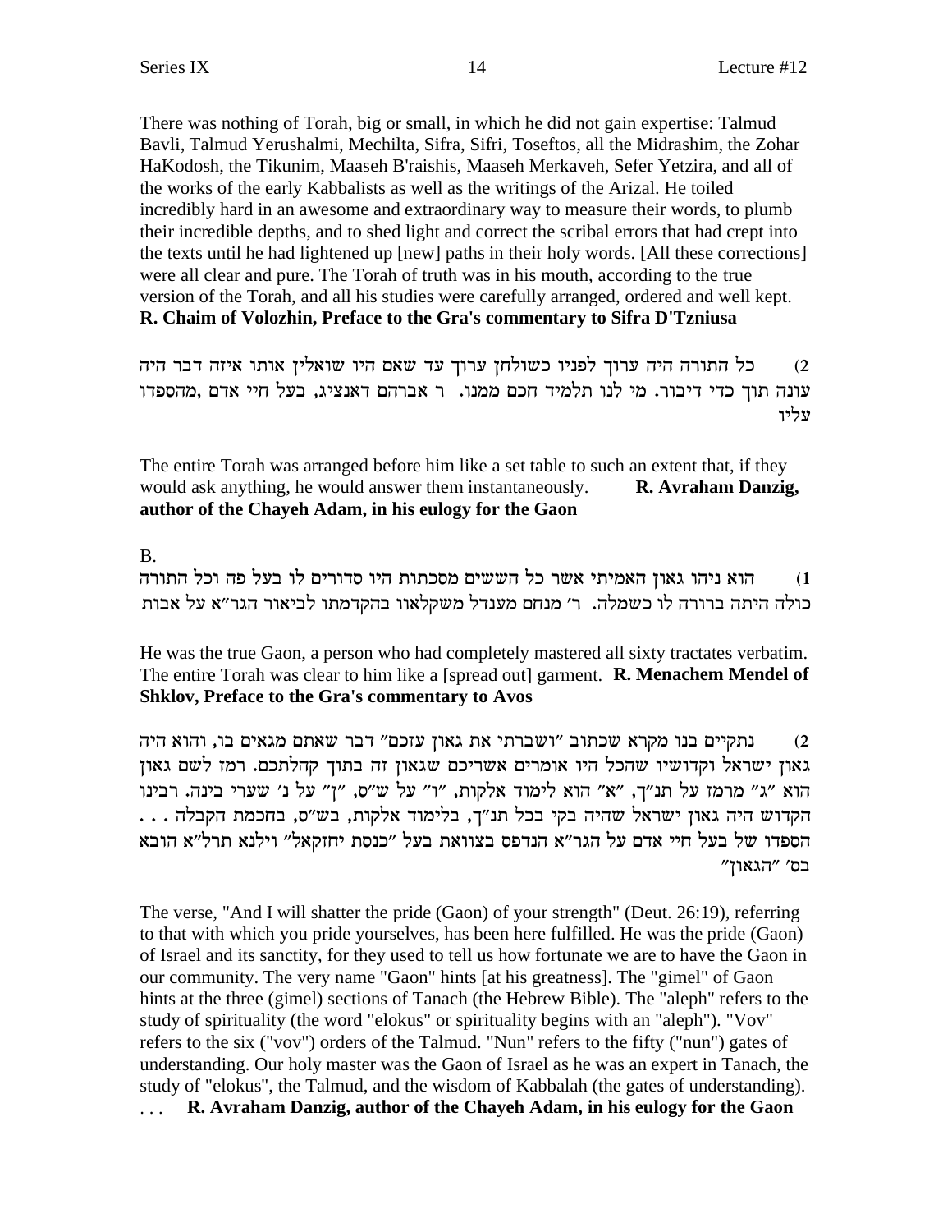There was nothing of Torah, big or small, in which he did not gain expertise: Talmud Bavli, Talmud Yerushalmi, Mechilta, Sifra, Sifri, Toseftos, all the Midrashim, the Zohar HaKodosh, the Tikunim, Maaseh B'raishis, Maaseh Merkaveh, Sefer Yetzira, and all of the works of the early Kabbalists as well as the writings of the Arizal. He toiled incredibly hard in an awesome and extraordinary way to measure their words, to plumb their incredible depths, and to shed light and correct the scribal errors that had crept into the texts until he had lightened up [new] paths in their holy words. [All these corrections] were all clear and pure. The Torah of truth was in his mouth, according to the true version of the Torah, and all his studies were carefully arranged, ordered and well kept.
**R. Chaim of Volozhin, Preface to the Gra's commentary to Sifra D'Tzniusa**

2) כל התורה היה ערוך לפניו כשולחן ערוך עד שאם היו שואלין אותו איזה דבר היה עונה תוך כדי דיבור. מי לנו תלמיד חכם ממנו. ר אברהם דאנציג, בעל חיי אדם ,מהספדו עליו

The entire Torah was arranged before him like a set table to such an extent that, if they would ask anything, he would answer them instantaneously. **R. Avraham Danzig, author of the Chayeh Adam, in his eulogy for the Gaon**

B.

1) הוא ניהו גאון האמיתי אשר כל הששים מסכתות היו סדורים לו בעל פה וכל התורה כולה היתה ברורה לו כשמלה. ר' מנחם מענדל משקלאוו בהקדמתו לביאור הגר"א על אבות

He was the true Gaon, a person who had completely mastered all sixty tractates verbatim. The entire Torah was clear to him like a [spread out] garment. **R. Menachem Mendel of Shklov, Preface to the Gra's commentary to Avos**

2) נתקיים בנו מקרא שכתוב "ושברתי את גאון עזכם" דבר שאתם מגאים בו, והוא היה גאון ישראל וקדושיו שהכל היו אומרים אשריכם שגאון זה בתוך קהלתכם. רמז לשם גאון הוא "ג" מרמז על תנ"ך, "א" הוא לימוד אלקות, "ו" על ש"ס, "ן" על נ' שערי בינה. רבינו הקדוש היה גאון ישראל שהיה בקי בכל תנ"ך, בלימוד אלקות, בש"ס, בחכמת הקבלה . . . הספדו של בעל חיי אדם על הגר"א הנדפס בצוואת בעל "כנסת יחזקאל" וילנא תרל"א הובא בס' "הגאון"

The verse, "And I will shatter the pride (Gaon) of your strength" (Deut. 26:19), referring to that with which you pride yourselves, has been here fulfilled. He was the pride (Gaon) of Israel and its sanctity, for they used to tell us how fortunate we are to have the Gaon in our community. The very name "Gaon" hints [at his greatness]. The "gimel" of Gaon hints at the three (gimel) sections of Tanach (the Hebrew Bible). The "aleph" refers to the study of spirituality (the word "elokus" or spirituality begins with an "aleph"). "Vov" refers to the six ("vov") orders of the Talmud. "Nun" refers to the fifty ("nun") gates of understanding. Our holy master was the Gaon of Israel as he was an expert in Tanach, the study of "elokus", the Talmud, and the wisdom of Kabbalah (the gates of understanding).
. . . **R. Avraham Danzig, author of the Chayeh Adam, in his eulogy for the Gaon**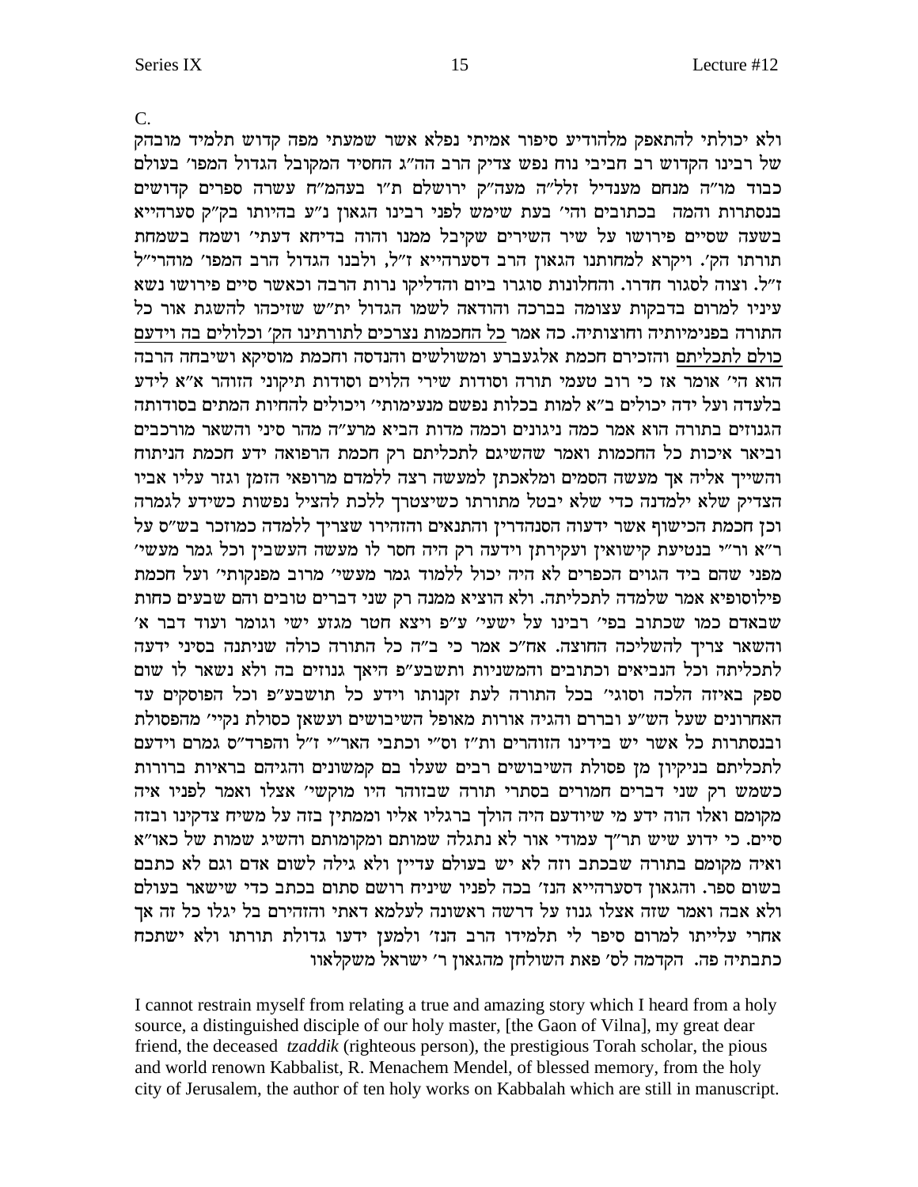C.

ולא יכולתי להתאפק מלהודיע סיפור אמיתי נפלא אשר שמעתי מפה קדוש תלמיד מובהק של רבינו הקדוש רב חביבי נוח נפש צדיק הרב הה"ג החסיד המקובל הגדול המפו' בעולם כבוד מו"ה מנחם מענדיל זלל"ה מעה"ק ירושלם ת"ו בעהמ"ח עשרה ספרים קדושים בנסתרות והמה בכתובים והי' בעת שימש לפני רבינו הגאון נ"ע בהיותו בק"ק סערהייא בשעה שסיים פירושו על שיר השירים שקיבל ממנו והוה בדיחא דעתי' ושמח בשמחת תורתו הק'. ויקרא למחותנו הגאון הרב דסערהייא ז"ל, ולבנו הגדול הרב המפו' מוהרי"ל ז"ל. וצוה לסגור חדרו. והחלונות סוגרו ביום והדליקו נרות הרבה וכאשר סיים פירושו נשא עיניו למרום בדבקות עצומה בברכה והודאה לשמו הגדול ית"ש שזיכהו להשגת אור כל התורה בפנימיותיה וחוצותיה. כה אמר <u>כל החכמות נצרכים לתורתינו הק' וכלולים בה וידעם כולם לתכליתם</u> והזכירם חכמת אלגעברע ומשולשים והנדסה וחכמת מוסיקא ושיבחה הרבה הוא הי' אומר אז כי רוב טעמי תורה וסודות שירי הלוים וסודות תיקוני הזוהר א"א לידע בלעדה ועל ידה יכולים ב"א למות בכלות נפשם מנעימותי' ויכולים להחיות המתים בסודותה הגנוזים בתורה הוא אמר כמה ניגונים וכמה מדות הביא מרע"ה מהר סיני והשאר מורכבים וביאר איכות כל החכמות ואמר שהשיגם לתכליתם רק חכמת הרפואה ידע חכמת הניתוח והשייך אליה אך מעשה הסמים ומלאכתן למעשה רצה ללמדם מרופאי הזמן וגזר עליו אביו הצדיק שלא ילמדנה כדי שלא יבטל מתורתו כשיצטרך ללכת להציל נפשות כשידע לגמרה וכן חכמת הכישוף אשר ידעוה הסנהדרין והתנאים והזהירו שצריך ללמדה כמוזכר בש"ס על ר"א ור"י בנטיעת קישואין ועקירתן וידעה רק היה חסר לו מעשה העשבין וכל גמר מעשי' מפני שהם ביד הגוים הכפרים לא היה יכול ללמוד גמר מעשי' מרוב מפנקותי' ועל חכמת פילוסופיא אמר שלמדה לתכליתה. ולא הוציא ממנה רק שני דברים טובים והם שבעים כחות שבאדם כמו שכתוב בפי' רבינו על ישעי' ע"פ ויצא חטר מגזע ישי וגומר ועוד דבר א' והשאר צריך להשליכה החוצה. אח"כ אמר כי ב"ה כל התורה כולה שניתנה בסיני ידעה לתכליתה וכל הנביאים וכתובים והמשניות ותשבע"פ היאך גנוזים בה ולא נשאר לו שום ספק באיזה הלכה וסוגי' בכל התורה לעת זקנותו וידע כל תושבע"פ וכל הפוסקים עד האחרונים שעל הש"ע וברורם והגיה אורות מאופל השיבושים ועשאן כסולת נקיי' מהפסולת ובנסתרות כל אשר יש בידינו הזוהרים ות"ז וס"י וכתבי האר"י ז"ל והפרד"ס גמרם וידעם לתכליתם בניקיון מן פסולת השיבושים רבים שעלו בם קמשונים והגיהם בראיות ברורות כשמש רק שני דברים חמורים בסתרי תורה שבזוהר היו מוקשי' אצלו ואמר לפניו איה מקומם ואלו הוה ידע מי שיודעם היה הולך ברגליו אליו וממתין בזה על משיח צדקינו ובזה סיים. כי ידוע שיש תר"ך עמודי אור לא נתגלה שמותם ומקומותם והשיג שמות של כאו"א ואיה מקומם בתורה שבכתב וזה לא יש בעולם עדיין ולא גילה לשום אדם וגם לא כתבם בשום ספר. והגאון דסערהייא הנז' בכה לפניו שיניח רושם סתום בכתב כדי שישאר בעולם ולא אבה ואמר שזה אצלו גנוז על דרשה ראשונה לעלמא דאתי והזהירם בל יגלו כל זה אך אחרי עלייתו למרום סיפר לי תלמידו הרב הנז' ולמען ידעו גדולת תורתו ולא ישתכח כתבתיה פה. הקדמה לס' פאת השולחן מהגאון ר' ישראל משקלאוו

I cannot restrain myself from relating a true and amazing story which I heard from a holy source, a distinguished disciple of our holy master, [the Gaon of Vilna], my great dear friend, the deceased *tzaddik* (righteous person), the prestigious Torah scholar, the pious and world renown Kabbalist, R. Menachem Mendel, of blessed memory, from the holy city of Jerusalem, the author of ten holy works on Kabbalah which are still in manuscript.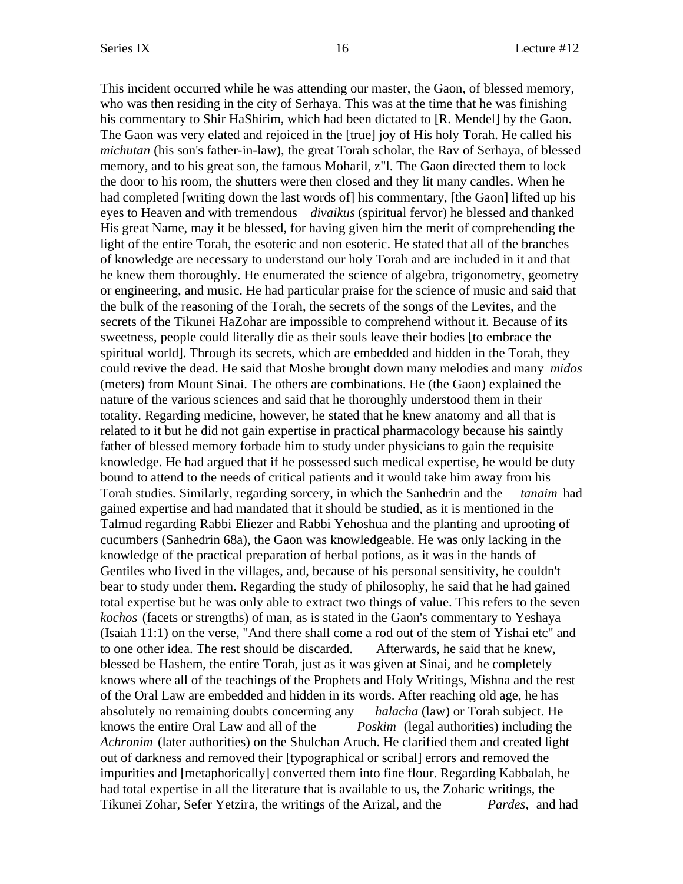This incident occurred while he was attending our master, the Gaon, of blessed memory, who was then residing in the city of Serhaya. This was at the time that he was finishing his commentary to Shir HaShirim, which had been dictated to [R. Mendel] by the Gaon. The Gaon was very elated and rejoiced in the [true] joy of His holy Torah. He called his *michutan* (his son's father-in-law), the great Torah scholar, the Rav of Serhaya, of blessed memory, and to his great son, the famous Moharil, z"l. The Gaon directed them to lock the door to his room, the shutters were then closed and they lit many candles. When he had completed [writing down the last words of] his commentary, [the Gaon] lifted up his eyes to Heaven and with tremendous *divaikus* (spiritual fervor) he blessed and thanked His great Name, may it be blessed, for having given him the merit of comprehending the light of the entire Torah, the esoteric and non esoteric. He stated that all of the branches of knowledge are necessary to understand our holy Torah and are included in it and that he knew them thoroughly. He enumerated the science of algebra, trigonometry, geometry or engineering, and music. He had particular praise for the science of music and said that the bulk of the reasoning of the Torah, the secrets of the songs of the Levites, and the secrets of the Tikunei HaZohar are impossible to comprehend without it. Because of its sweetness, people could literally die as their souls leave their bodies [to embrace the spiritual world]. Through its secrets, which are embedded and hidden in the Torah, they could revive the dead. He said that Moshe brought down many melodies and many *midos* (meters) from Mount Sinai. The others are combinations. He (the Gaon) explained the nature of the various sciences and said that he thoroughly understood them in their totality. Regarding medicine, however, he stated that he knew anatomy and all that is related to it but he did not gain expertise in practical pharmacology because his saintly father of blessed memory forbade him to study under physicians to gain the requisite knowledge. He had argued that if he possessed such medical expertise, he would be duty bound to attend to the needs of critical patients and it would take him away from his Torah studies. Similarly, regarding sorcery, in which the Sanhedrin and the *tanaim* had gained expertise and had mandated that it should be studied, as it is mentioned in the Talmud regarding Rabbi Eliezer and Rabbi Yehoshua and the planting and uprooting of cucumbers (Sanhedrin 68a), the Gaon was knowledgeable. He was only lacking in the knowledge of the practical preparation of herbal potions, as it was in the hands of Gentiles who lived in the villages, and, because of his personal sensitivity, he couldn't bear to study under them. Regarding the study of philosophy, he said that he had gained total expertise but he was only able to extract two things of value. This refers to the seven *kochos* (facets or strengths) of man, as is stated in the Gaon's commentary to Yeshaya (Isaiah 11:1) on the verse, "And there shall come a rod out of the stem of Yishai etc" and to one other idea. The rest should be discarded. Afterwards, he said that he knew, blessed be Hashem, the entire Torah, just as it was given at Sinai, and he completely knows where all of the teachings of the Prophets and Holy Writings, Mishna and the rest of the Oral Law are embedded and hidden in its words. After reaching old age, he has absolutely no remaining doubts concerning any *halacha* (law) or Torah subject. He knows the entire Oral Law and all of the *Poskim* (legal authorities) including the *Achronim* (later authorities) on the Shulchan Aruch. He clarified them and created light out of darkness and removed their [typographical or scribal] errors and removed the impurities and [metaphorically] converted them into fine flour. Regarding Kabbalah, he had total expertise in all the literature that is available to us, the Zoharic writings, the Tikunei Zohar, Sefer Yetzira, the writings of the Arizal, and the *Pardes*, and had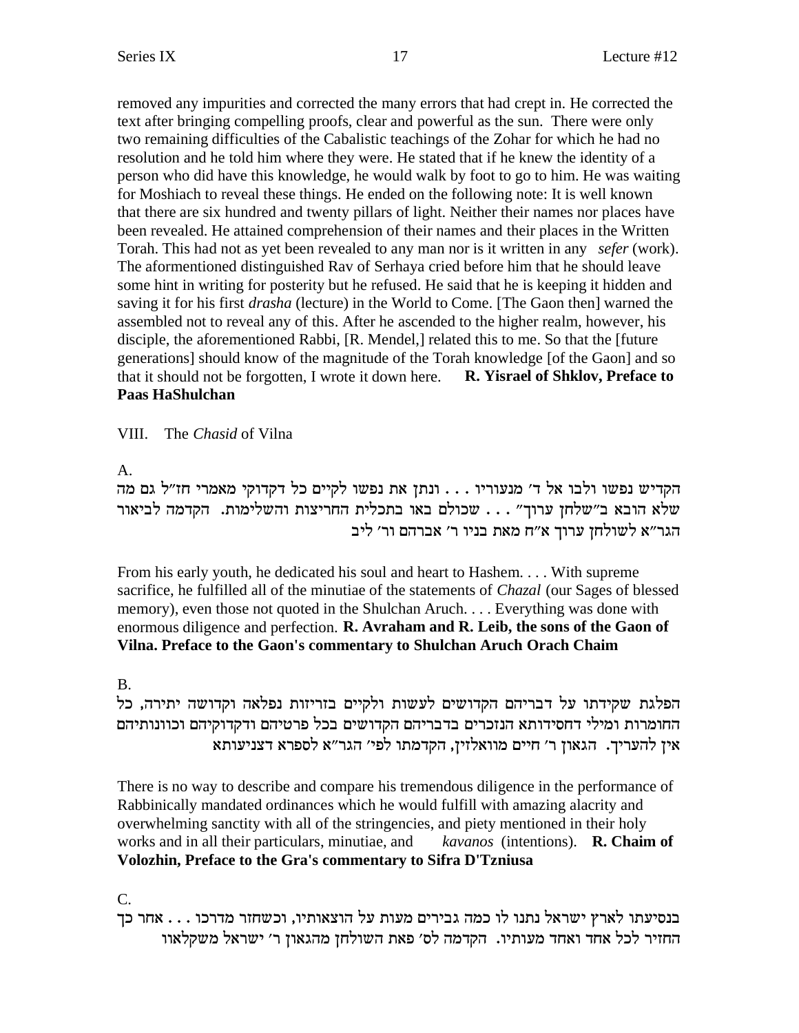removed any impurities and corrected the many errors that had crept in. He corrected the text after bringing compelling proofs, clear and powerful as the sun. There were only two remaining difficulties of the Cabalistic teachings of the Zohar for which he had no resolution and he told him where they were. He stated that if he knew the identity of a person who did have this knowledge, he would walk by foot to go to him. He was waiting for Moshiach to reveal these things. He ended on the following note: It is well known that there are six hundred and twenty pillars of light. Neither their names nor places have been revealed. He attained comprehension of their names and their places in the Written Torah. This had not as yet been revealed to any man nor is it written in any *sefer* (work). The aforementioned distinguished Rav of Serhaya cried before him that he should leave some hint in writing for posterity but he refused. He said that he is keeping it hidden and saving it for his first *drasha* (lecture) in the World to Come. [The Gaon then] warned the assembled not to reveal any of this. After he ascended to the higher realm, however, his disciple, the aforementioned Rabbi, [R. Mendel,] related this to me. So that the [future generations] should know of the magnitude of the Torah knowledge [of the Gaon] and so that it should not be forgotten, I wrote it down here. **R. Yisrael of Shklov, Preface to Paas HaShulchan**

VIII. The *Chasid* of Vilna

A.

הקדיש נפשו ולבו אל ד' מנעוריו . . . ונתן את נפשו לקיים כל דקדוקי מאמרי חז"ל גם מה שלא הובא ב"שלחן ערוך" . . . שכולם באו בתכלית החריצות והשלימות. הקדמה לביאור הגר"א לשולחן ערוך א"ח מאת בניו ר' אברהם ור' ליב

From his early youth, he dedicated his soul and heart to Hashem. . . . With supreme sacrifice, he fulfilled all of the minutiae of the statements of *Chazal* (our Sages of blessed memory), even those not quoted in the Shulchan Aruch. . . . Everything was done with enormous diligence and perfection. **R. Avraham and R. Leib, the sons of the Gaon of Vilna. Preface to the Gaon's commentary to Shulchan Aruch Orach Chaim**

B.

הפלגת שקידתו על דבריהם הקדושים לעשות ולקיים בזריזות נפלאה וקדושה יתירה, כל החומרות ומילי דחסידותא הנזכרים בדבריהם הקדושים בכל פרטיהם ודקדוקיהם וכוונותיהם אין להעריך. הגאון ר' חיים מוואלזין, הקדמתו לפי' הגר"א לספרא דצניעותא

There is no way to describe and compare his tremendous diligence in the performance of Rabbinically mandated ordinances which he would fulfill with amazing alacrity and overwhelming sanctity with all of the stringencies, and piety mentioned in their holy works and in all their particulars, minutiae, and *kavanos* (intentions). **R. Chaim of Volozhin, Preface to the Gra's commentary to Sifra D'Tzniusa**

C.

בנסיעתו לארץ ישראל נתנו לו כמה גבירים מעות על הוצאותיו, וכשחזר מדרכו . . . אחר כך החזיר לכל אחד ואחד מעותיו. הקדמה לס' פאת השולחן מהגאון ר' ישראל משקלאוו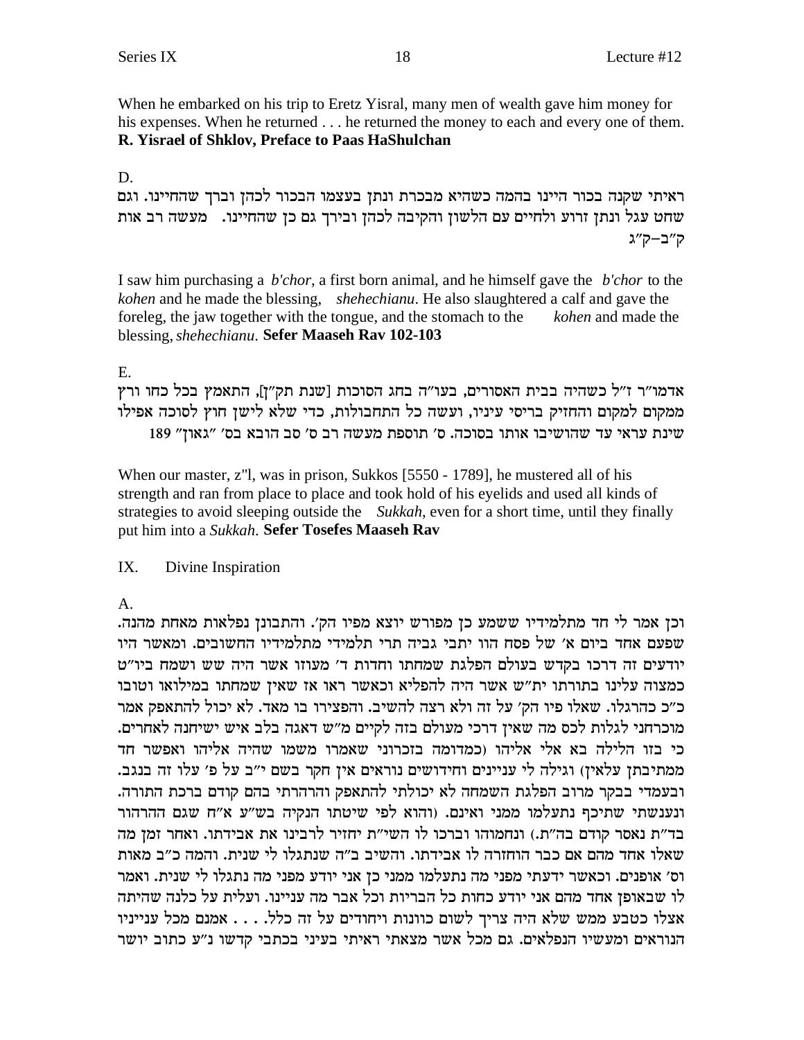When he embarked on his trip to Eretz Yisral, many men of wealth gave him money for his expenses. When he returned . . . he returned the money to each and every one of them. **R. Yisrael of Shklov, Preface to Paas HaShulchan**

D.

ראיתי שקנה בכור היינו בהמה כשהיא מבכרת ונתן בעצמו הבכור לכהן וברך שהחיינו. וגם שחט עגל ונתן זרוע ולחיים עם הלשון והקיבה לכהן ובירך גם כן שהחיינו. מעשה רב אות ק"ב–ק"ג

I saw him purchasing a *b'chor*, a first born animal, and he himself gave the *b'chor* to the *kohen* and he made the blessing, *shehechianu*. He also slaughtered a calf and gave the foreleg, the jaw together with the tongue, and the stomach to the *kohen* and made the blessing, *shehechianu*. **Sefer Maaseh Rav 102-103**

E.

אדמו"ר ז"ל כשהיה בבית האסורים, בעו"ה בחג הסוכות [שנת תק"ן], התאמץ בכל כחו ורץ ממקום למקום והחזיק בריסי עיניו, ועשה כל התחבולות, כדי שלא לישן חוץ לסוכה אפילו שינת עראי עד שהושיבו אותו בסוכה. ס' תוספת מעשה רב ס' סב הובא בס' "גאון" 189

When our master, z"l, was in prison, Sukkos [5550 - 1789], he mustered all of his strength and ran from place to place and took hold of his eyelids and used all kinds of strategies to avoid sleeping outside the *Sukkah*, even for a short time, until they finally put him into a *Sukkah*. **Sefer Tosefes Maaseh Rav**

IX. Divine Inspiration

A.

וכן אמר לי חד מתלמידיו ששמע כן מפורש יוצא מפיו הק'. והתבונן נפלאות מאחת מהנה. שפעם אחד ביום א' של פסח הוו יתבי גביה תרי תלמידי מתלמידיו החשובים. ומאשר היו יודעים זה דרכו בקדש בעולם הפלגת שמחתו וחדות ד' מעוזו אשר היה שש ושמח ביו"ט כמצוה עלינו בתורתו ית"ש אשר היה להפליא וכאשר ראו אז שאין שמחתו במילואו וטובו כ"כ כהרגלו. שאלו פיו הק' על זה ולא רצה להשיב. והפצירו בו מאד. לא יכול להתאפק אמר מוכרחני לגלות לכם מה שאין דרכי מעולם בזה לקיים מ"ש דאגה בלב איש ישיחנה לאחרים. כי בזו הלילה בא אלי אליהו (כמדומה בזכרוני שאמרו משמו שהיה אליהו ואפשר חד ממתיבתן עלאין) וגילה לי עניינים וחידושים נוראים אין חקר בשם י"ב על פ' עלו זה בנגב. ובעמדי בבקר מרוב הפלגת השמחה לא יכולתי להתאפק והרהרתי בהם קודם ברכת התורה. ונענשתי שתיכף נתעלמו ממני ואינם. (והוא לפי שיטתו הנקיה בש"ע א"ח שגם ההרהור בד"ת נאסר קודם בה"ת.) ונחמוהו וברכו לו השי"ת יחזיר לרבינו את אבידתו. ואחר זמן מה שאלו אחד מהם אם כבר הוחזרה לו אבידתו. והשיב ב"ה שנתגלו לי שנית. והמה כ"ב מאות וס' אופנים. וכאשר ידעתי מפני מה נתעלמו ממני כן אני יודע מפני מה נתגלו לי שנית. ואמר לו שבאופן אחד מהם אני יודע כחות כל הבריות וכל אבר מה עניינו. ועלית על כלנה שהיתה אצלו כטבע ממש שלא היה צריך לשום כוונות ויחודים על זה כלל. . . . אמנם מכל ענייניו הנוראים ומעשיו הנפלאים. גם מכל אשר מצאתי ראיתי בעיני בכתבי קדשו נ"ע כתוב יושר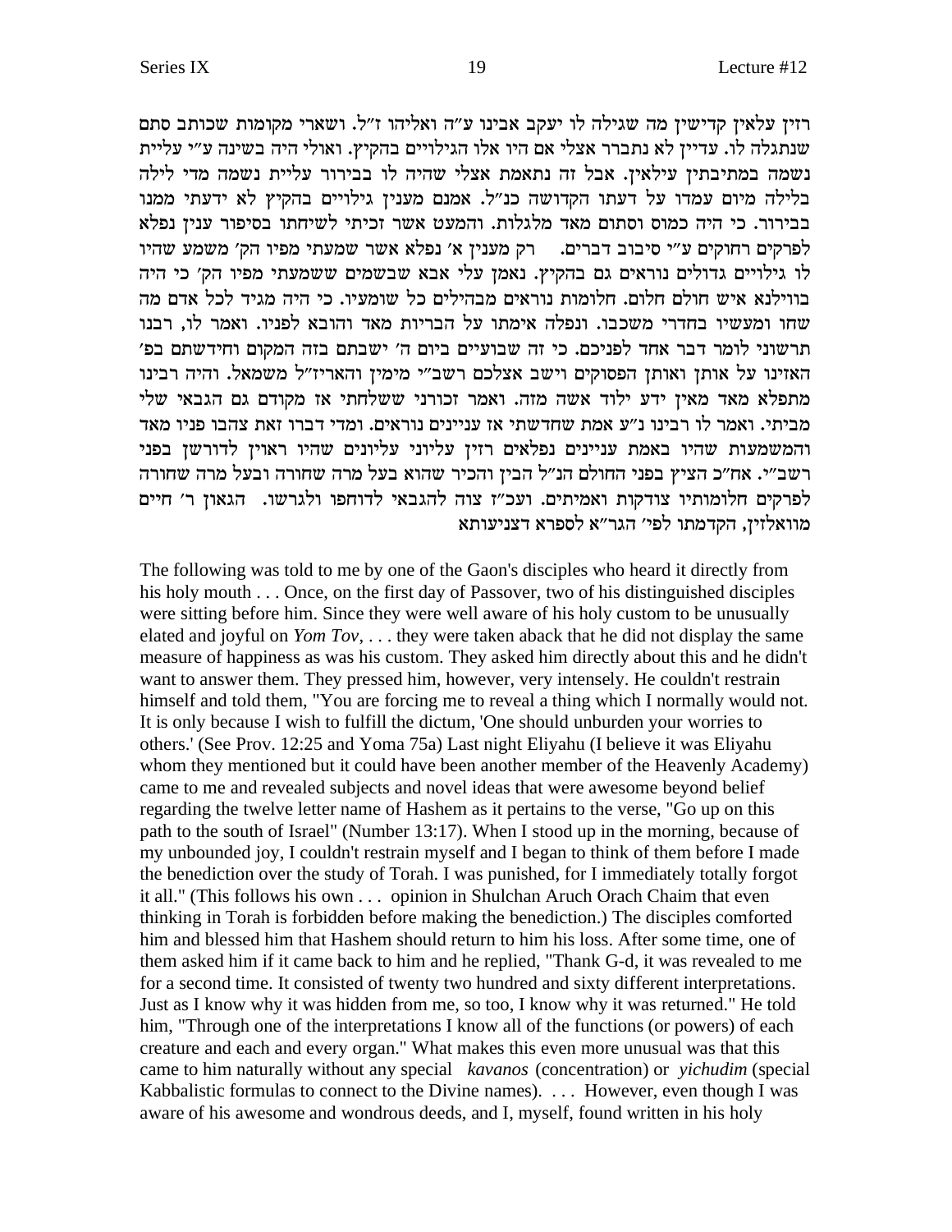רזין עלאין קדישין מה שגילה לו יעקב אבינו ע"ה ואליהו ז"ל. ושארי מקומות שכותב סתם שנתגלה לו. עדיין לא נתברר אצלי אם היו אלו הגילויים בהקיץ. ואולי היה בשינה ע"י עליית נשמה במתיבתין עילאין. אבל זה נתאמת אצלי שהיה לו בבירור עליית נשמה מדי לילה בלילה מיום עמדו על דעתו הקדושה כנ"ל. אמנם מענין גילויים בהקיץ לא ידעתי ממנו בבירור. כי היה כמוס וסתום מאד מלגלות. והמעט אשר זכיתי לשיחתו בסיפור ענין נפלא לפרקים רחוקים ע"י סיבוב דברים. רק מענין א' נפלא אשר שמעתי מפיו הק' משמע שהיו לו גילויים גדולים נוראים גם בהקיץ. נאמן עלי אבא שבשמים ששמעתי מפיו הק' כי היה בווילנא איש חולם חלום. חלומות נוראים מבהילים כל שומעיו. כי היה מגיד לכל אדם מה שחו ומעשיו בחדרי משכבו. ונפלה אימתו על הבריות מאד והובא לפניו. ואמר לו, רבנו תרשוני לומר דבר אחד לפניכם. כי זה שבועיים ביום ה' ישבתם בזה המקום וחידשתם בפ' האזינו על אותן ואותן הפסוקים וישב אצלכם רשב"י מימין והאריז"ל משמאל. והיה רבינו מתפלא מאד מאין ידע ילוד אשה מזה. ואמר זכורני ששלחתי אז מקודם גם הגבאי שלי מביתי. ואמר לו רבינו נ"ע אמת שחדשתי אז עניינים נוראים. ומדי דברו זאת צהבו פניו מאד והמשמעות שהיו באמת עניינים נפלאים רזין עליוני עליונים שהיו ראוין לדורשן בפני רשב"י. אח"כ הציץ בפני החולם הנ"ל הבין והכיר שהוא בעל מרה שחורה ובעל מרה שחורה לפרקים חלומותיו צודקות ואמיתים. ועכ"ז צוה להגבאי לדוחפו ולגרשו. הגאון ר' חיים מוואלזין, הקדמתו לפי' הגר"א לספרא דצניעותא

The following was told to me by one of the Gaon's disciples who heard it directly from his holy mouth . . . Once, on the first day of Passover, two of his distinguished disciples were sitting before him. Since they were well aware of his holy custom to be unusually elated and joyful on *Yom Tov*, . . . they were taken aback that he did not display the same measure of happiness as was his custom. They asked him directly about this and he didn't want to answer them. They pressed him, however, very intensely. He couldn't restrain himself and told them, "You are forcing me to reveal a thing which I normally would not. It is only because I wish to fulfill the dictum, 'One should unburden your worries to others.' (See Prov. 12:25 and Yoma 75a) Last night Eliyahu (I believe it was Eliyahu whom they mentioned but it could have been another member of the Heavenly Academy) came to me and revealed subjects and novel ideas that were awesome beyond belief regarding the twelve letter name of Hashem as it pertains to the verse, "Go up on this path to the south of Israel" (Number 13:17). When I stood up in the morning, because of my unbounded joy, I couldn't restrain myself and I began to think of them before I made the benediction over the study of Torah. I was punished, for I immediately totally forgot it all." (This follows his own . . . opinion in Shulchan Aruch Orach Chaim that even thinking in Torah is forbidden before making the benediction.) The disciples comforted him and blessed him that Hashem should return to him his loss. After some time, one of them asked him if it came back to him and he replied, "Thank G-d, it was revealed to me for a second time. It consisted of twenty two hundred and sixty different interpretations. Just as I know why it was hidden from me, so too, I know why it was returned." He told him, "Through one of the interpretations I know all of the functions (or powers) of each creature and each and every organ." What makes this even more unusual was that this came to him naturally without any special *kavanos* (concentration) or *yichudim* (special Kabbalistic formulas to connect to the Divine names). . . . However, even though I was aware of his awesome and wondrous deeds, and I, myself, found written in his holy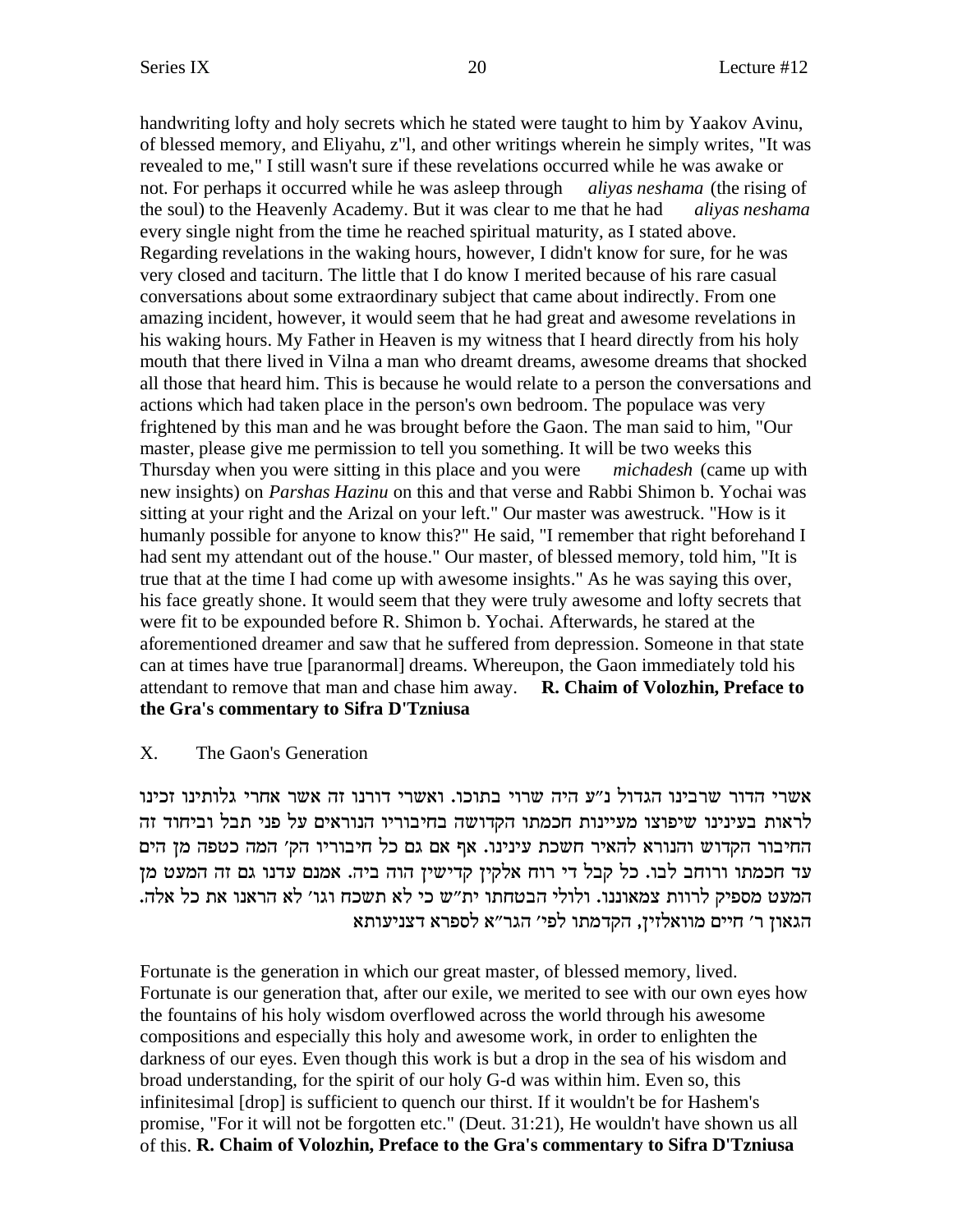handwriting lofty and holy secrets which he stated were taught to him by Yaakov Avinu, of blessed memory, and Eliyahu, z"l, and other writings wherein he simply writes, "It was revealed to me," I still wasn't sure if these revelations occurred while he was awake or not. For perhaps it occurred while he was asleep through *aliyas neshama* (the rising of the soul) to the Heavenly Academy. But it was clear to me that he had *aliyas neshama* every single night from the time he reached spiritual maturity, as I stated above. Regarding revelations in the waking hours, however, I didn't know for sure, for he was very closed and taciturn. The little that I do know I merited because of his rare casual conversations about some extraordinary subject that came about indirectly. From one amazing incident, however, it would seem that he had great and awesome revelations in his waking hours. My Father in Heaven is my witness that I heard directly from his holy mouth that there lived in Vilna a man who dreamt dreams, awesome dreams that shocked all those that heard him. This is because he would relate to a person the conversations and actions which had taken place in the person's own bedroom. The populace was very frightened by this man and he was brought before the Gaon. The man said to him, "Our master, please give me permission to tell you something. It will be two weeks this Thursday when you were sitting in this place and you were *michadesh* (came up with new insights) on *Parshas Hazinu* on this and that verse and Rabbi Shimon b. Yochai was sitting at your right and the Arizal on your left." Our master was awestruck. "How is it humanly possible for anyone to know this?" He said, "I remember that right beforehand I had sent my attendant out of the house." Our master, of blessed memory, told him, "It is true that at the time I had come up with awesome insights." As he was saying this over, his face greatly shone. It would seem that they were truly awesome and lofty secrets that were fit to be expounded before R. Shimon b. Yochai. Afterwards, he stared at the aforementioned dreamer and saw that he suffered from depression. Someone in that state can at times have true [paranormal] dreams. Whereupon, the Gaon immediately told his attendant to remove that man and chase him away. **R. Chaim of Volozhin, Preface to the Gra's commentary to Sifra D'Tzniusa**

## X. The Gaon's Generation

אשרי הדור שרבינו הגדול נ"ע היה שרוי בתוכו. ואשרי דורנו זה אשר אחרי גלותינו זכינו לראות בעינינו שיפוצו מעיינות חכמתו הקדושה בחיבוריו הנוראים על פני תבל וביחוד זה החיבור הקדוש והנורא להאיר חשכת עינינו. אף אם גם כל חיבוריו הק' המה כטפה מן הים עד חכמתו ורוחב לבו. כל קבל די רוח אלקין קדישין הוה ביה. אמנם עדנו גם זה המעט מן המעט מספיק לרוות צמאוננו. ולולי הבטחתו ית"ש כי לא תשכח וגו' לא הראנו את כל אלה. הגאון ר' חיים מוואלזין, הקדמתו לפי' הגר"א לספרא דצניעותא

Fortunate is the generation in which our great master, of blessed memory, lived. Fortunate is our generation that, after our exile, we merited to see with our own eyes how the fountains of his holy wisdom overflowed across the world through his awesome compositions and especially this holy and awesome work, in order to enlighten the darkness of our eyes. Even though this work is but a drop in the sea of his wisdom and broad understanding, for the spirit of our holy G-d was within him. Even so, this infinitesimal [drop] is sufficient to quench our thirst. If it wouldn't be for Hashem's promise, "For it will not be forgotten etc." (Deut. 31:21), He wouldn't have shown us all of this. **R. Chaim of Volozhin, Preface to the Gra's commentary to Sifra D'Tzniusa**